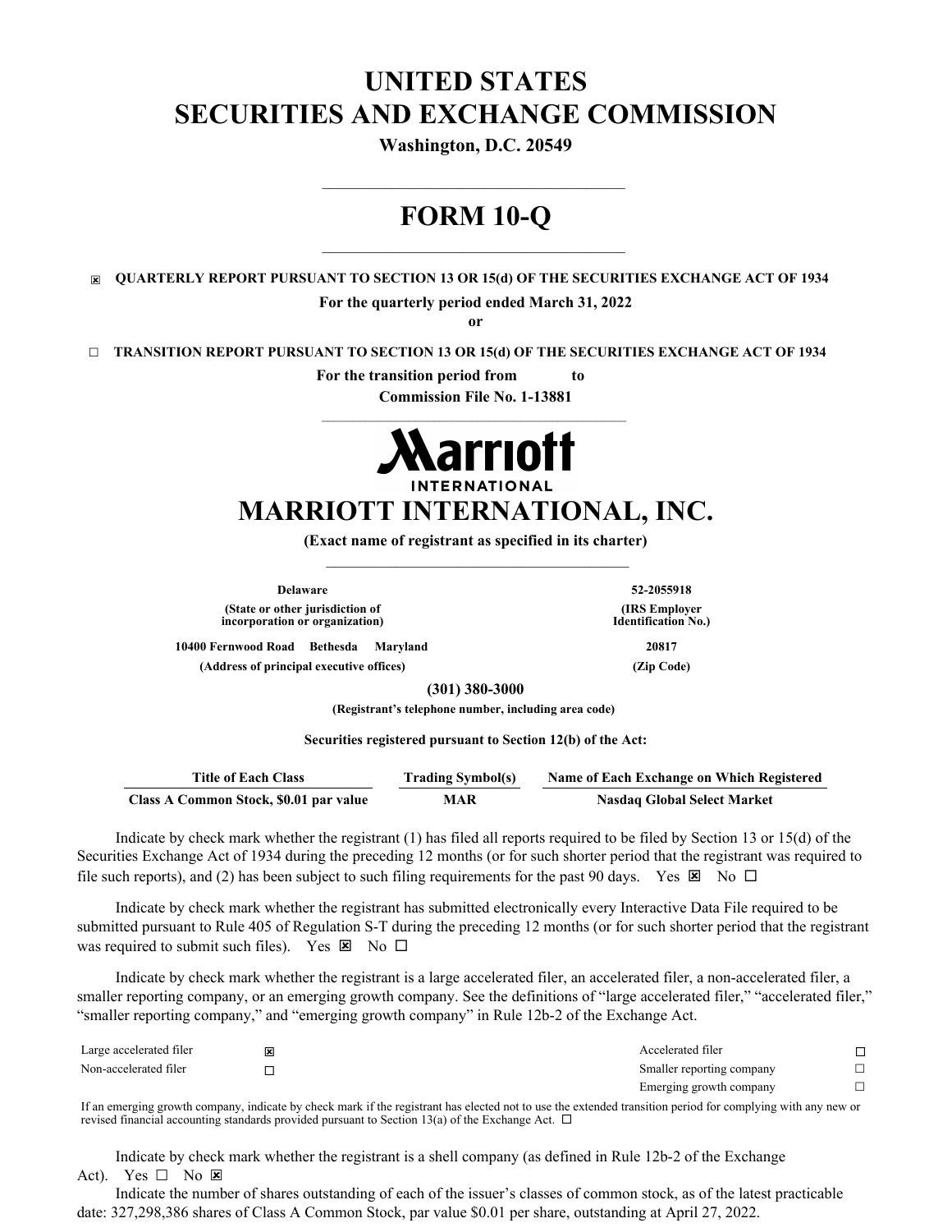# UNITED STATES
# SECURITIES AND EXCHANGE COMMISSION

**Washington, D.C. 20549**

---

# FORM 10-Q

---

☒ **QUARTERLY REPORT PURSUANT TO SECTION 13 OR 15(d) OF THE SECURITIES EXCHANGE ACT OF 1934**

**For the quarterly period ended March 31, 2022**

**or**

☐ **TRANSITION REPORT PURSUANT TO SECTION 13 OR 15(d) OF THE SECURITIES EXCHANGE ACT OF 1934**

**For the transition period from to**

**Commission File No. 1-13881**

---

# MARRIOTT INTERNATIONAL, INC.

**(Exact name of registrant as specified in its charter)**

---

| | |
|---|---|
| **Delaware** | **52-2055918** |
| **(State or other jurisdiction of incorporation or organization)** | **(IRS Employer Identification No.)** |
| **10400 Fernwood Road Bethesda Maryland** | **20817** |
| **(Address of principal executive offices)** | **(Zip Code)** |

**(301) 380-3000**

**(Registrant's telephone number, including area code)**

**Securities registered pursuant to Section 12(b) of the Act:**

| Title of Each Class | Trading Symbol(s) | Name of Each Exchange on Which Registered |
|---|---|---|
| **Class A Common Stock, $0.01 par value** | **MAR** | **Nasdaq Global Select Market** |

Indicate by check mark whether the registrant (1) has filed all reports required to be filed by Section 13 or 15(d) of the Securities Exchange Act of 1934 during the preceding 12 months (or for such shorter period that the registrant was required to file such reports), and (2) has been subject to such filing requirements for the past 90 days. Yes ☒ No ☐

Indicate by check mark whether the registrant has submitted electronically every Interactive Data File required to be submitted pursuant to Rule 405 of Regulation S-T during the preceding 12 months (or for such shorter period that the registrant was required to submit such files). Yes ☒ No ☐

Indicate by check mark whether the registrant is a large accelerated filer, an accelerated filer, a non-accelerated filer, a smaller reporting company, or an emerging growth company. See the definitions of "large accelerated filer," "accelerated filer," "smaller reporting company," and "emerging growth company" in Rule 12b-2 of the Exchange Act.

| | | | |
|---|---|---|---|
| Large accelerated filer | ☒ | Accelerated filer | ☐ |
| Non-accelerated filer | ☐ | Smaller reporting company | ☐ |
| | | Emerging growth company | ☐ |

If an emerging growth company, indicate by check mark if the registrant has elected not to use the extended transition period for complying with any new or revised financial accounting standards provided pursuant to Section 13(a) of the Exchange Act. ☐

Indicate by check mark whether the registrant is a shell company (as defined in Rule 12b-2 of the Exchange Act). Yes ☐ No ☒

Indicate the number of shares outstanding of each of the issuer's classes of common stock, as of the latest practicable date: 327,298,386 shares of Class A Common Stock, par value $0.01 per share, outstanding at April 27, 2022.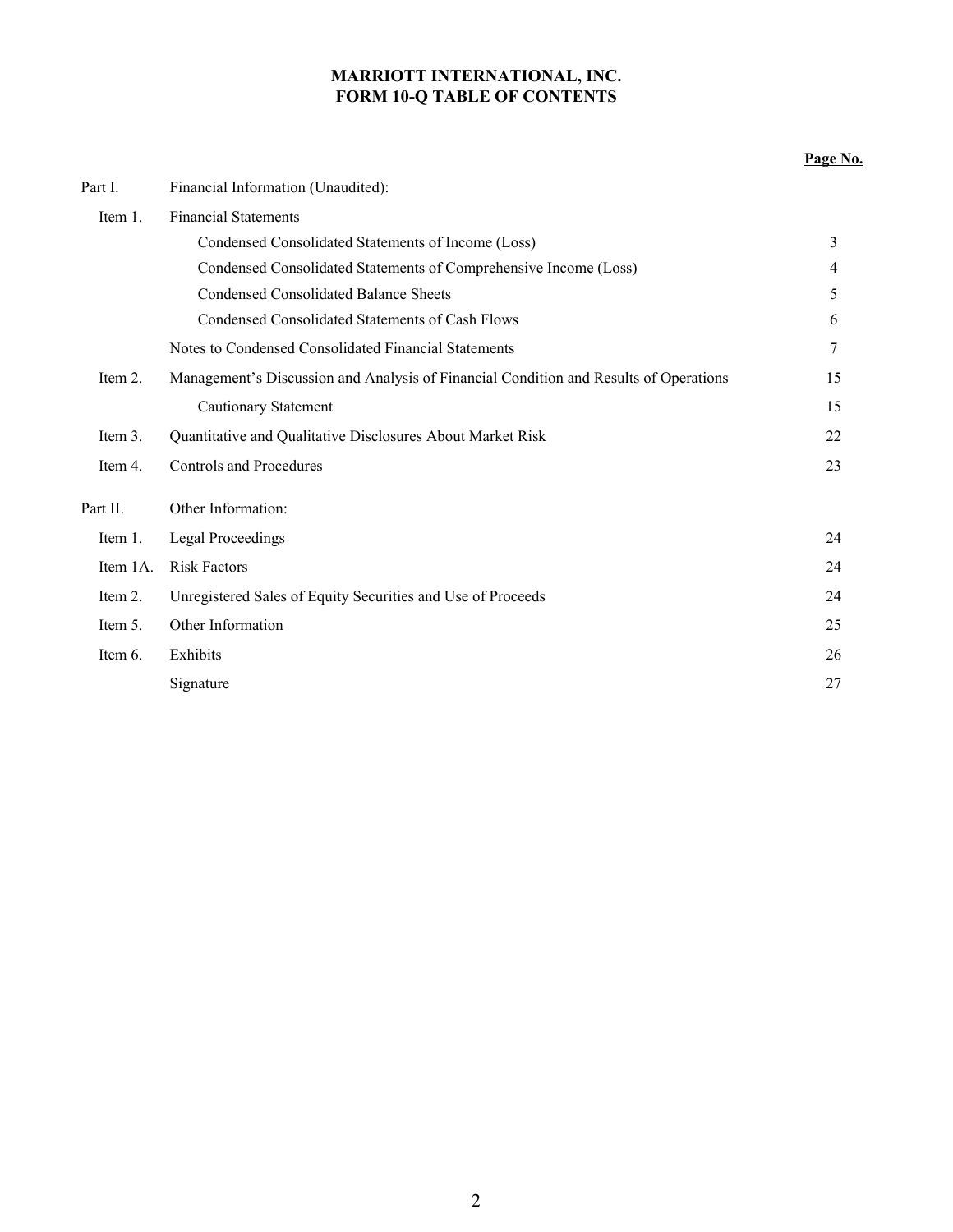# MARRIOTT INTERNATIONAL, INC.
# FORM 10-Q TABLE OF CONTENTS

| | | Page No. |
|---|---|---|
| Part I. | Financial Information (Unaudited): | |
| Item 1. | Financial Statements | |
| | Condensed Consolidated Statements of Income (Loss) | 3 |
| | Condensed Consolidated Statements of Comprehensive Income (Loss) | 4 |
| | Condensed Consolidated Balance Sheets | 5 |
| | Condensed Consolidated Statements of Cash Flows | 6 |
| | Notes to Condensed Consolidated Financial Statements | 7 |
| Item 2. | Management's Discussion and Analysis of Financial Condition and Results of Operations | 15 |
| | Cautionary Statement | 15 |
| Item 3. | Quantitative and Qualitative Disclosures About Market Risk | 22 |
| Item 4. | Controls and Procedures | 23 |
| Part II. | Other Information: | |
| Item 1. | Legal Proceedings | 24 |
| Item 1A. | Risk Factors | 24 |
| Item 2. | Unregistered Sales of Equity Securities and Use of Proceeds | 24 |
| Item 5. | Other Information | 25 |
| Item 6. | Exhibits | 26 |
| | Signature | 27 |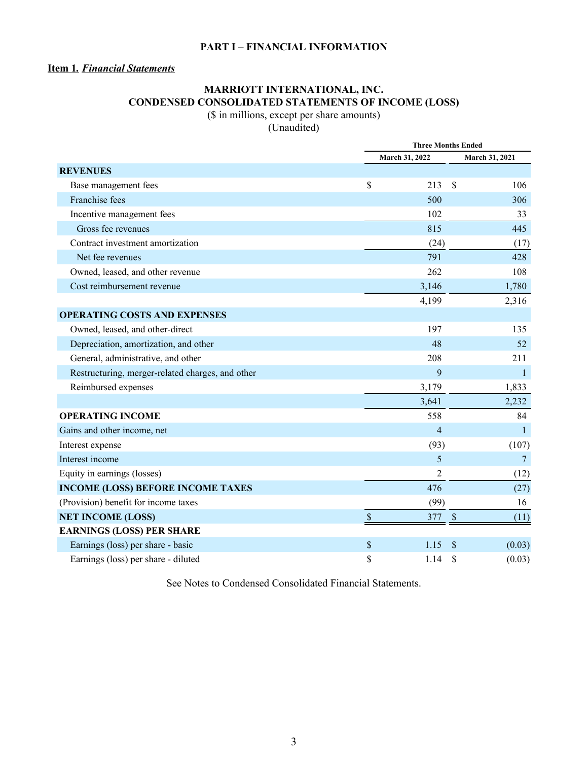**PART I – FINANCIAL INFORMATION**

**Item 1.** ***Financial Statements***

## MARRIOTT INTERNATIONAL, INC.
## CONDENSED CONSOLIDATED STATEMENTS OF INCOME (LOSS)

($ in millions, except per share amounts)
(Unaudited)

| | Three Months Ended | |
|---|---|---|
| | March 31, 2022 | March 31, 2021 |
| **REVENUES** | | |
| Base management fees | $ 213 | $ 106 |
| Franchise fees | 500 | 306 |
| Incentive management fees | 102 | 33 |
| Gross fee revenues | 815 | 445 |
| Contract investment amortization | (24) | (17) |
| Net fee revenues | 791 | 428 |
| Owned, leased, and other revenue | 262 | 108 |
| Cost reimbursement revenue | 3,146 | 1,780 |
| | 4,199 | 2,316 |
| **OPERATING COSTS AND EXPENSES** | | |
| Owned, leased, and other-direct | 197 | 135 |
| Depreciation, amortization, and other | 48 | 52 |
| General, administrative, and other | 208 | 211 |
| Restructuring, merger-related charges, and other | 9 | 1 |
| Reimbursed expenses | 3,179 | 1,833 |
| | 3,641 | 2,232 |
| **OPERATING INCOME** | 558 | 84 |
| Gains and other income, net | 4 | 1 |
| Interest expense | (93) | (107) |
| Interest income | 5 | 7 |
| Equity in earnings (losses) | 2 | (12) |
| **INCOME (LOSS) BEFORE INCOME TAXES** | 476 | (27) |
| (Provision) benefit for income taxes | (99) | 16 |
| **NET INCOME (LOSS)** | $ 377 | $ (11) |
| **EARNINGS (LOSS) PER SHARE** | | |
| Earnings (loss) per share - basic | $ 1.15 | $ (0.03) |
| Earnings (loss) per share - diluted | $ 1.14 | $ (0.03) |

See Notes to Condensed Consolidated Financial Statements.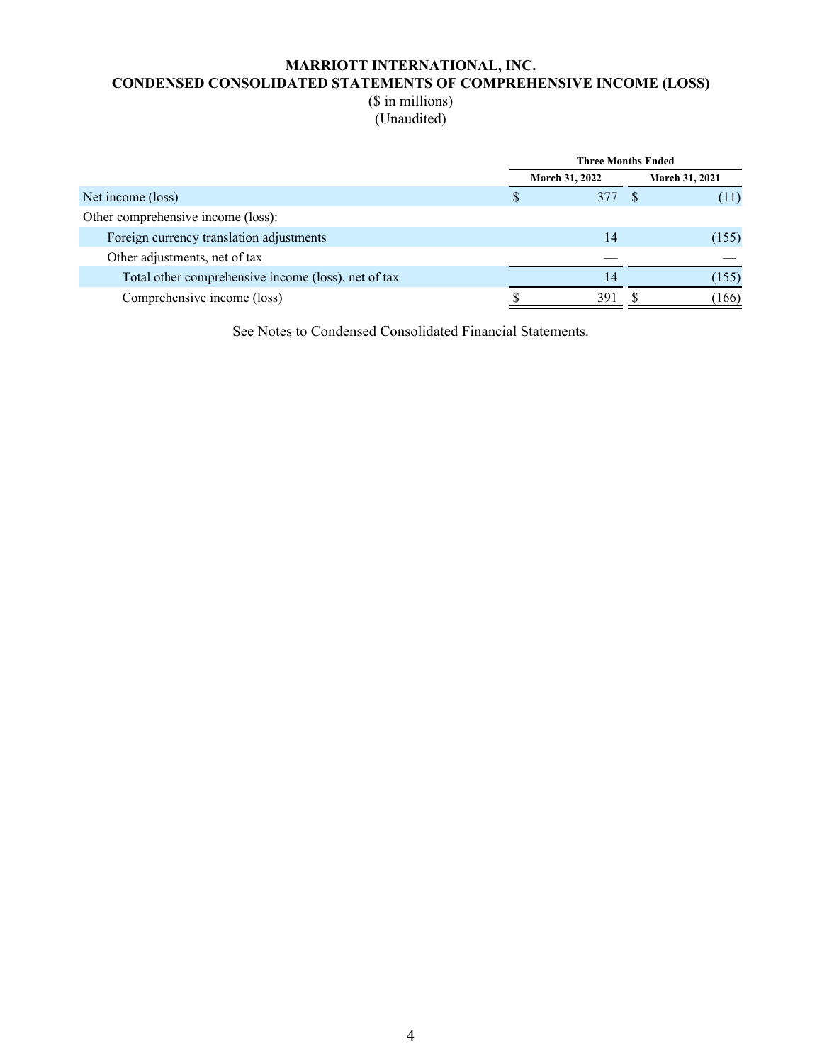# MARRIOTT INTERNATIONAL, INC.
## CONDENSED CONSOLIDATED STATEMENTS OF COMPREHENSIVE INCOME (LOSS)

($ in millions)
(Unaudited)

| | Three Months Ended | |
|---|---|---|
| | March 31, 2022 | March 31, 2021 |
| Net income (loss) | $ 377 | $ (11) |
| Other comprehensive income (loss): | | |
| Foreign currency translation adjustments | 14 | (155) |
| Other adjustments, net of tax | — | — |
| Total other comprehensive income (loss), net of tax | 14 | (155) |
| Comprehensive income (loss) | $ 391 | $ (166) |

See Notes to Condensed Consolidated Financial Statements.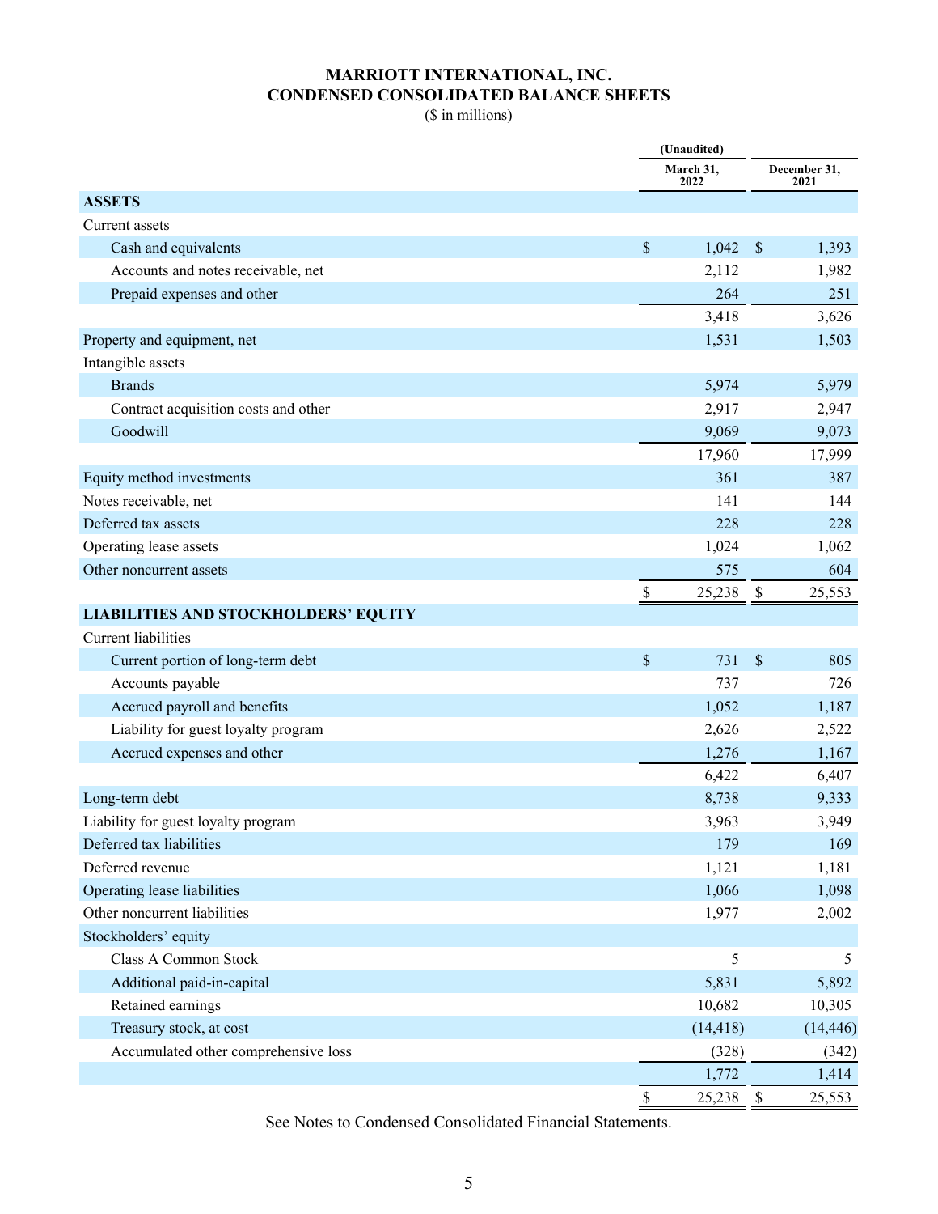# MARRIOTT INTERNATIONAL, INC.
## CONDENSED CONSOLIDATED BALANCE SHEETS
($ in millions)

| | (Unaudited) March 31, 2022 | December 31, 2021 |
|---|---|---|
| **ASSETS** | | |
| Current assets | | |
| Cash and equivalents | $ 1,042 | $ 1,393 |
| Accounts and notes receivable, net | 2,112 | 1,982 |
| Prepaid expenses and other | 264 | 251 |
| | 3,418 | 3,626 |
| Property and equipment, net | 1,531 | 1,503 |
| Intangible assets | | |
| Brands | 5,974 | 5,979 |
| Contract acquisition costs and other | 2,917 | 2,947 |
| Goodwill | 9,069 | 9,073 |
| | 17,960 | 17,999 |
| Equity method investments | 361 | 387 |
| Notes receivable, net | 141 | 144 |
| Deferred tax assets | 228 | 228 |
| Operating lease assets | 1,024 | 1,062 |
| Other noncurrent assets | 575 | 604 |
| | $ 25,238 | $ 25,553 |
| **LIABILITIES AND STOCKHOLDERS' EQUITY** | | |
| Current liabilities | | |
| Current portion of long-term debt | $ 731 | $ 805 |
| Accounts payable | 737 | 726 |
| Accrued payroll and benefits | 1,052 | 1,187 |
| Liability for guest loyalty program | 2,626 | 2,522 |
| Accrued expenses and other | 1,276 | 1,167 |
| | 6,422 | 6,407 |
| Long-term debt | 8,738 | 9,333 |
| Liability for guest loyalty program | 3,963 | 3,949 |
| Deferred tax liabilities | 179 | 169 |
| Deferred revenue | 1,121 | 1,181 |
| Operating lease liabilities | 1,066 | 1,098 |
| Other noncurrent liabilities | 1,977 | 2,002 |
| Stockholders' equity | | |
| Class A Common Stock | 5 | 5 |
| Additional paid-in-capital | 5,831 | 5,892 |
| Retained earnings | 10,682 | 10,305 |
| Treasury stock, at cost | (14,418) | (14,446) |
| Accumulated other comprehensive loss | (328) | (342) |
| | 1,772 | 1,414 |
| | $ 25,238 | $ 25,553 |

See Notes to Condensed Consolidated Financial Statements.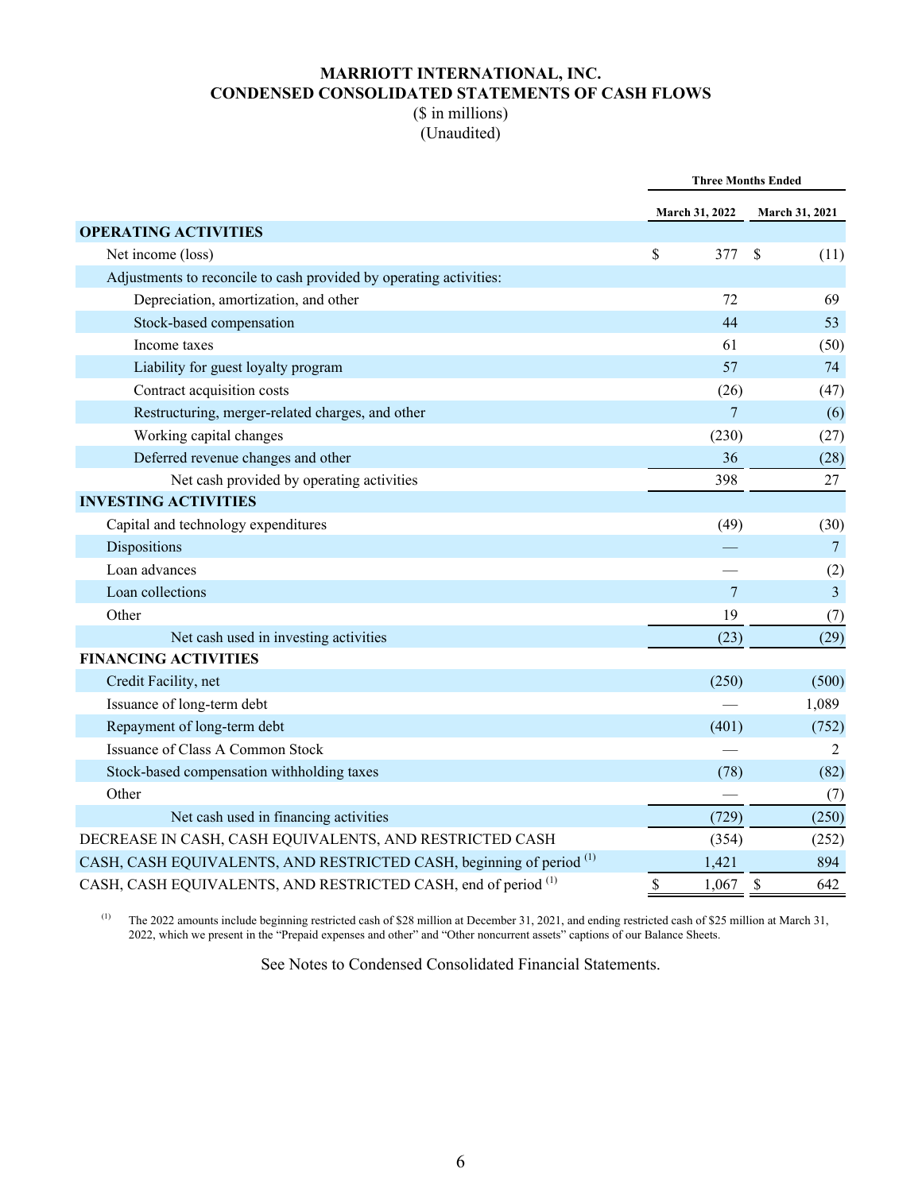# MARRIOTT INTERNATIONAL, INC.
## CONDENSED CONSOLIDATED STATEMENTS OF CASH FLOWS
($ in millions)
(Unaudited)

| | Three Months Ended | |
|---|---|---|
| | March 31, 2022 | March 31, 2021 |
| **OPERATING ACTIVITIES** | | |
| Net income (loss) | $ 377 | $ (11) |
| Adjustments to reconcile to cash provided by operating activities: | | |
| Depreciation, amortization, and other | 72 | 69 |
| Stock-based compensation | 44 | 53 |
| Income taxes | 61 | (50) |
| Liability for guest loyalty program | 57 | 74 |
| Contract acquisition costs | (26) | (47) |
| Restructuring, merger-related charges, and other | 7 | (6) |
| Working capital changes | (230) | (27) |
| Deferred revenue changes and other | 36 | (28) |
| Net cash provided by operating activities | 398 | 27 |
| **INVESTING ACTIVITIES** | | |
| Capital and technology expenditures | (49) | (30) |
| Dispositions | — | 7 |
| Loan advances | — | (2) |
| Loan collections | 7 | 3 |
| Other | 19 | (7) |
| Net cash used in investing activities | (23) | (29) |
| **FINANCING ACTIVITIES** | | |
| Credit Facility, net | (250) | (500) |
| Issuance of long-term debt | — | 1,089 |
| Repayment of long-term debt | (401) | (752) |
| Issuance of Class A Common Stock | — | 2 |
| Stock-based compensation withholding taxes | (78) | (82) |
| Other | — | (7) |
| Net cash used in financing activities | (729) | (250) |
| DECREASE IN CASH, CASH EQUIVALENTS, AND RESTRICTED CASH | (354) | (252) |
| CASH, CASH EQUIVALENTS, AND RESTRICTED CASH, beginning of period [1] | 1,421 | 894 |
| CASH, CASH EQUIVALENTS, AND RESTRICTED CASH, end of period [1] | $ 1,067 | $ 642 |

[1] The 2022 amounts include beginning restricted cash of $28 million at December 31, 2021, and ending restricted cash of $25 million at March 31, 2022, which we present in the "Prepaid expenses and other" and "Other noncurrent assets" captions of our Balance Sheets.

See Notes to Condensed Consolidated Financial Statements.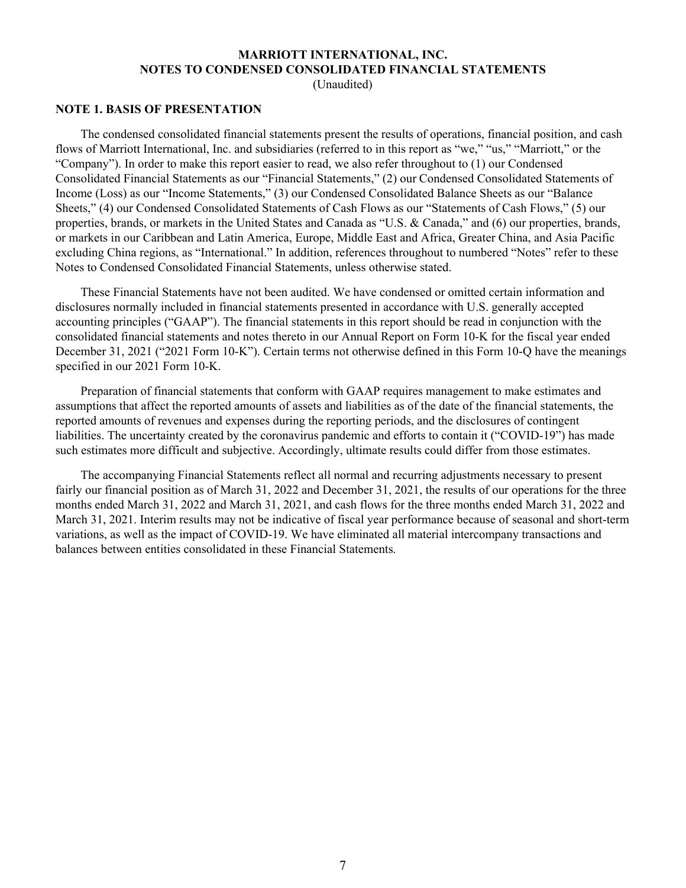# MARRIOTT INTERNATIONAL, INC.
# NOTES TO CONDENSED CONSOLIDATED FINANCIAL STATEMENTS
(Unaudited)

## NOTE 1. BASIS OF PRESENTATION

The condensed consolidated financial statements present the results of operations, financial position, and cash flows of Marriott International, Inc. and subsidiaries (referred to in this report as "we," "us," "Marriott," or the "Company"). In order to make this report easier to read, we also refer throughout to (1) our Condensed Consolidated Financial Statements as our "Financial Statements," (2) our Condensed Consolidated Statements of Income (Loss) as our "Income Statements," (3) our Condensed Consolidated Balance Sheets as our "Balance Sheets," (4) our Condensed Consolidated Statements of Cash Flows as our "Statements of Cash Flows," (5) our properties, brands, or markets in the United States and Canada as "U.S. & Canada," and (6) our properties, brands, or markets in our Caribbean and Latin America, Europe, Middle East and Africa, Greater China, and Asia Pacific excluding China regions, as "International." In addition, references throughout to numbered "Notes" refer to these Notes to Condensed Consolidated Financial Statements, unless otherwise stated.

These Financial Statements have not been audited. We have condensed or omitted certain information and disclosures normally included in financial statements presented in accordance with U.S. generally accepted accounting principles ("GAAP"). The financial statements in this report should be read in conjunction with the consolidated financial statements and notes thereto in our Annual Report on Form 10-K for the fiscal year ended December 31, 2021 ("2021 Form 10-K"). Certain terms not otherwise defined in this Form 10-Q have the meanings specified in our 2021 Form 10-K.

Preparation of financial statements that conform with GAAP requires management to make estimates and assumptions that affect the reported amounts of assets and liabilities as of the date of the financial statements, the reported amounts of revenues and expenses during the reporting periods, and the disclosures of contingent liabilities. The uncertainty created by the coronavirus pandemic and efforts to contain it ("COVID-19") has made such estimates more difficult and subjective. Accordingly, ultimate results could differ from those estimates.

The accompanying Financial Statements reflect all normal and recurring adjustments necessary to present fairly our financial position as of March 31, 2022 and December 31, 2021, the results of our operations for the three months ended March 31, 2022 and March 31, 2021, and cash flows for the three months ended March 31, 2022 and March 31, 2021. Interim results may not be indicative of fiscal year performance because of seasonal and short-term variations, as well as the impact of COVID-19. We have eliminated all material intercompany transactions and balances between entities consolidated in these Financial Statements.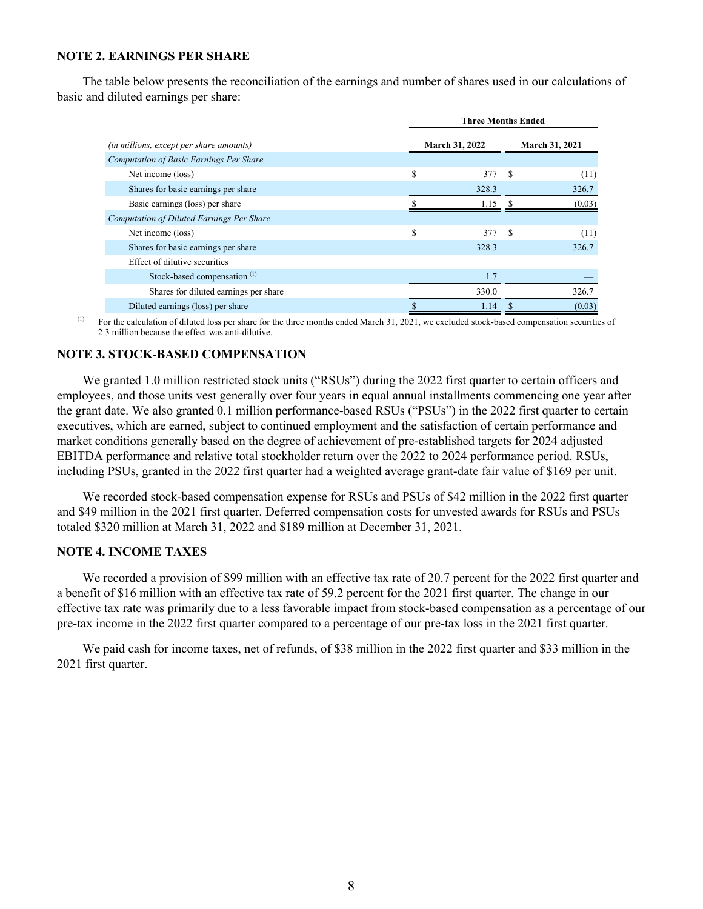## NOTE 2. EARNINGS PER SHARE

The table below presents the reconciliation of the earnings and number of shares used in our calculations of basic and diluted earnings per share:

| *(in millions, except per share amounts)* | Three Months Ended March 31, 2022 | Three Months Ended March 31, 2021 |
|---|---|---|
| *Computation of Basic Earnings Per Share* | | |
| Net income (loss) | $ 377 | $ (11) |
| Shares for basic earnings per share | 328.3 | 326.7 |
| Basic earnings (loss) per share | $ 1.15 | $ (0.03) |
| *Computation of Diluted Earnings Per Share* | | |
| Net income (loss) | $ 377 | $ (11) |
| Shares for basic earnings per share | 328.3 | 326.7 |
| Effect of dilutive securities | | |
| Stock-based compensation [(1)] | 1.7 | — |
| Shares for diluted earnings per share | 330.0 | 326.7 |
| Diluted earnings (loss) per share | $ 1.14 | $ (0.03) |

(1) For the calculation of diluted loss per share for the three months ended March 31, 2021, we excluded stock-based compensation securities of 2.3 million because the effect was anti-dilutive.

## NOTE 3. STOCK-BASED COMPENSATION

We granted 1.0 million restricted stock units ("RSUs") during the 2022 first quarter to certain officers and employees, and those units vest generally over four years in equal annual installments commencing one year after the grant date. We also granted 0.1 million performance-based RSUs ("PSUs") in the 2022 first quarter to certain executives, which are earned, subject to continued employment and the satisfaction of certain performance and market conditions generally based on the degree of achievement of pre-established targets for 2024 adjusted EBITDA performance and relative total stockholder return over the 2022 to 2024 performance period. RSUs, including PSUs, granted in the 2022 first quarter had a weighted average grant-date fair value of $169 per unit.

We recorded stock-based compensation expense for RSUs and PSUs of $42 million in the 2022 first quarter and $49 million in the 2021 first quarter. Deferred compensation costs for unvested awards for RSUs and PSUs totaled $320 million at March 31, 2022 and $189 million at December 31, 2021.

## NOTE 4. INCOME TAXES

We recorded a provision of $99 million with an effective tax rate of 20.7 percent for the 2022 first quarter and a benefit of $16 million with an effective tax rate of 59.2 percent for the 2021 first quarter. The change in our effective tax rate was primarily due to a less favorable impact from stock-based compensation as a percentage of our pre-tax income in the 2022 first quarter compared to a percentage of our pre-tax loss in the 2021 first quarter.

We paid cash for income taxes, net of refunds, of $38 million in the 2022 first quarter and $33 million in the 2021 first quarter.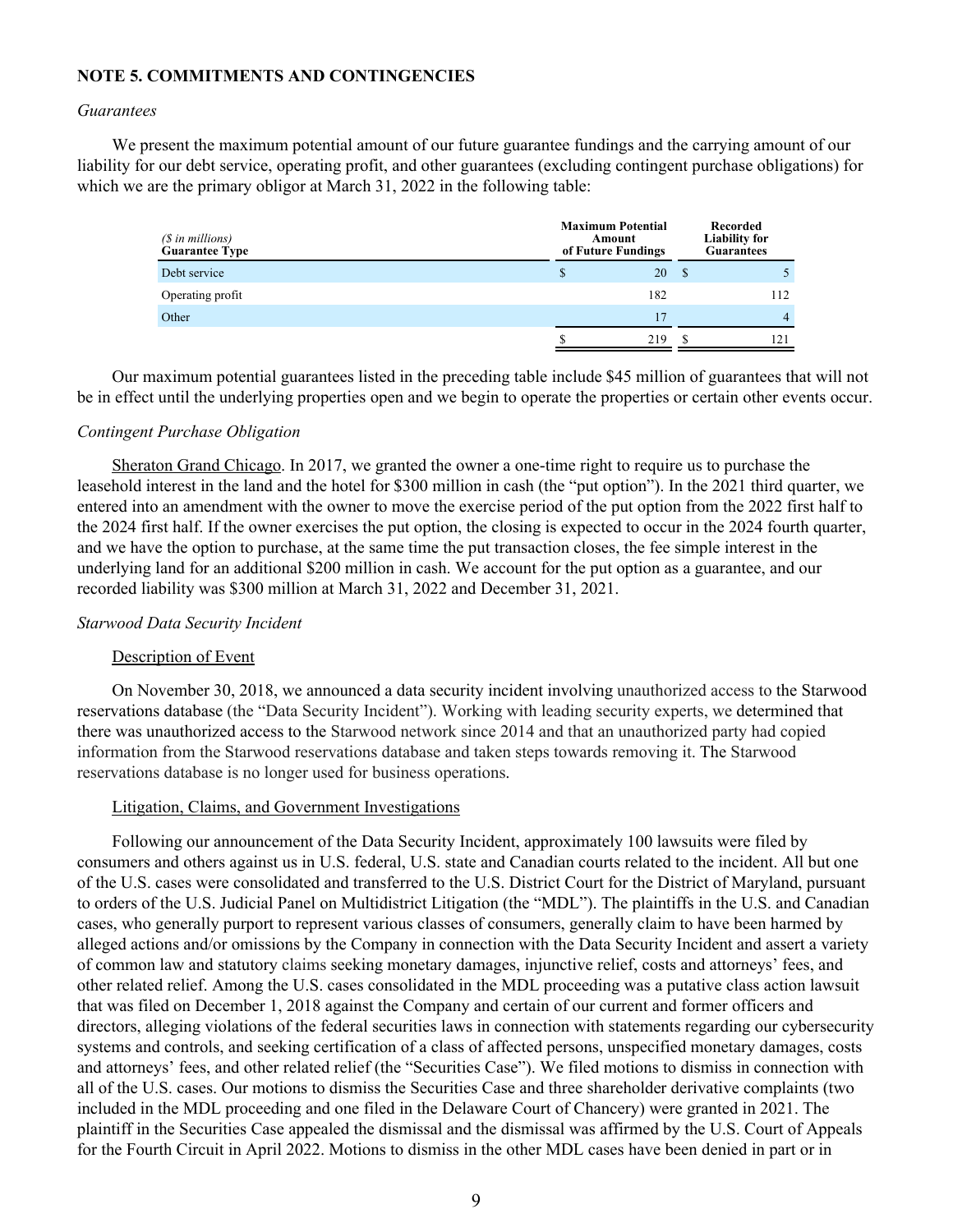## NOTE 5. COMMITMENTS AND CONTINGENCIES

*Guarantees*

We present the maximum potential amount of our future guarantee fundings and the carrying amount of our liability for our debt service, operating profit, and other guarantees (excluding contingent purchase obligations) for which we are the primary obligor at March 31, 2022 in the following table:

| *($ in millions)* **Guarantee Type** | **Maximum Potential Amount of Future Fundings** | **Recorded Liability for Guarantees** |
|---|---|---|
| Debt service | $ 20 | $ 5 |
| Operating profit | 182 | 112 |
| Other | 17 | 4 |
| | $ 219 | $ 121 |

Our maximum potential guarantees listed in the preceding table include $45 million of guarantees that will not be in effect until the underlying properties open and we begin to operate the properties or certain other events occur.

*Contingent Purchase Obligation*

Sheraton Grand Chicago. In 2017, we granted the owner a one-time right to require us to purchase the leasehold interest in the land and the hotel for $300 million in cash (the "put option"). In the 2021 third quarter, we entered into an amendment with the owner to move the exercise period of the put option from the 2022 first half to the 2024 first half. If the owner exercises the put option, the closing is expected to occur in the 2024 fourth quarter, and we have the option to purchase, at the same time the put transaction closes, the fee simple interest in the underlying land for an additional $200 million in cash. We account for the put option as a guarantee, and our recorded liability was $300 million at March 31, 2022 and December 31, 2021.

*Starwood Data Security Incident*

Description of Event

On November 30, 2018, we announced a data security incident involving unauthorized access to the Starwood reservations database (the "Data Security Incident"). Working with leading security experts, we determined that there was unauthorized access to the Starwood network since 2014 and that an unauthorized party had copied information from the Starwood reservations database and taken steps towards removing it. The Starwood reservations database is no longer used for business operations.

Litigation, Claims, and Government Investigations

Following our announcement of the Data Security Incident, approximately 100 lawsuits were filed by consumers and others against us in U.S. federal, U.S. state and Canadian courts related to the incident. All but one of the U.S. cases were consolidated and transferred to the U.S. District Court for the District of Maryland, pursuant to orders of the U.S. Judicial Panel on Multidistrict Litigation (the "MDL"). The plaintiffs in the U.S. and Canadian cases, who generally purport to represent various classes of consumers, generally claim to have been harmed by alleged actions and/or omissions by the Company in connection with the Data Security Incident and assert a variety of common law and statutory claims seeking monetary damages, injunctive relief, costs and attorneys' fees, and other related relief. Among the U.S. cases consolidated in the MDL proceeding was a putative class action lawsuit that was filed on December 1, 2018 against the Company and certain of our current and former officers and directors, alleging violations of the federal securities laws in connection with statements regarding our cybersecurity systems and controls, and seeking certification of a class of affected persons, unspecified monetary damages, costs and attorneys' fees, and other related relief (the "Securities Case"). We filed motions to dismiss in connection with all of the U.S. cases. Our motions to dismiss the Securities Case and three shareholder derivative complaints (two included in the MDL proceeding and one filed in the Delaware Court of Chancery) were granted in 2021. The plaintiff in the Securities Case appealed the dismissal and the dismissal was affirmed by the U.S. Court of Appeals for the Fourth Circuit in April 2022. Motions to dismiss in the other MDL cases have been denied in part or in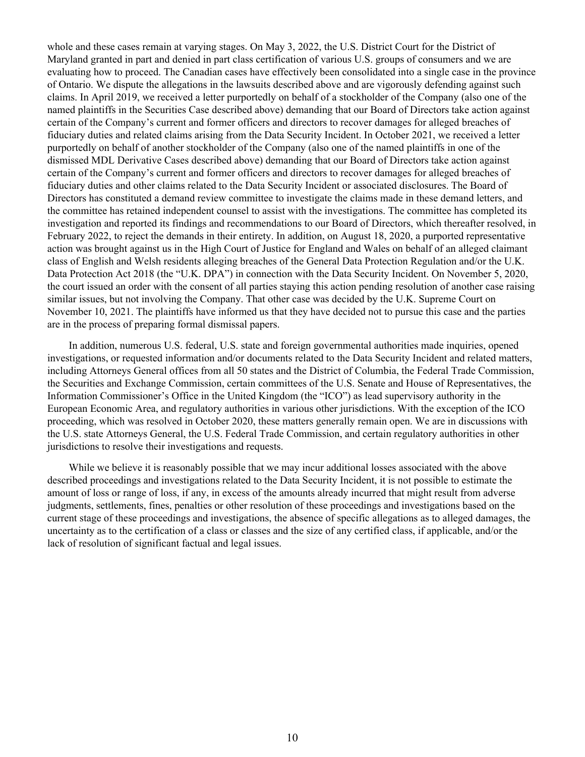whole and these cases remain at varying stages. On May 3, 2022, the U.S. District Court for the District of Maryland granted in part and denied in part class certification of various U.S. groups of consumers and we are evaluating how to proceed. The Canadian cases have effectively been consolidated into a single case in the province of Ontario. We dispute the allegations in the lawsuits described above and are vigorously defending against such claims. In April 2019, we received a letter purportedly on behalf of a stockholder of the Company (also one of the named plaintiffs in the Securities Case described above) demanding that our Board of Directors take action against certain of the Company's current and former officers and directors to recover damages for alleged breaches of fiduciary duties and related claims arising from the Data Security Incident. In October 2021, we received a letter purportedly on behalf of another stockholder of the Company (also one of the named plaintiffs in one of the dismissed MDL Derivative Cases described above) demanding that our Board of Directors take action against certain of the Company's current and former officers and directors to recover damages for alleged breaches of fiduciary duties and other claims related to the Data Security Incident or associated disclosures. The Board of Directors has constituted a demand review committee to investigate the claims made in these demand letters, and the committee has retained independent counsel to assist with the investigations. The committee has completed its investigation and reported its findings and recommendations to our Board of Directors, which thereafter resolved, in February 2022, to reject the demands in their entirety. In addition, on August 18, 2020, a purported representative action was brought against us in the High Court of Justice for England and Wales on behalf of an alleged claimant class of English and Welsh residents alleging breaches of the General Data Protection Regulation and/or the U.K. Data Protection Act 2018 (the "U.K. DPA") in connection with the Data Security Incident. On November 5, 2020, the court issued an order with the consent of all parties staying this action pending resolution of another case raising similar issues, but not involving the Company. That other case was decided by the U.K. Supreme Court on November 10, 2021. The plaintiffs have informed us that they have decided not to pursue this case and the parties are in the process of preparing formal dismissal papers.

In addition, numerous U.S. federal, U.S. state and foreign governmental authorities made inquiries, opened investigations, or requested information and/or documents related to the Data Security Incident and related matters, including Attorneys General offices from all 50 states and the District of Columbia, the Federal Trade Commission, the Securities and Exchange Commission, certain committees of the U.S. Senate and House of Representatives, the Information Commissioner's Office in the United Kingdom (the "ICO") as lead supervisory authority in the European Economic Area, and regulatory authorities in various other jurisdictions. With the exception of the ICO proceeding, which was resolved in October 2020, these matters generally remain open. We are in discussions with the U.S. state Attorneys General, the U.S. Federal Trade Commission, and certain regulatory authorities in other jurisdictions to resolve their investigations and requests.

While we believe it is reasonably possible that we may incur additional losses associated with the above described proceedings and investigations related to the Data Security Incident, it is not possible to estimate the amount of loss or range of loss, if any, in excess of the amounts already incurred that might result from adverse judgments, settlements, fines, penalties or other resolution of these proceedings and investigations based on the current stage of these proceedings and investigations, the absence of specific allegations as to alleged damages, the uncertainty as to the certification of a class or classes and the size of any certified class, if applicable, and/or the lack of resolution of significant factual and legal issues.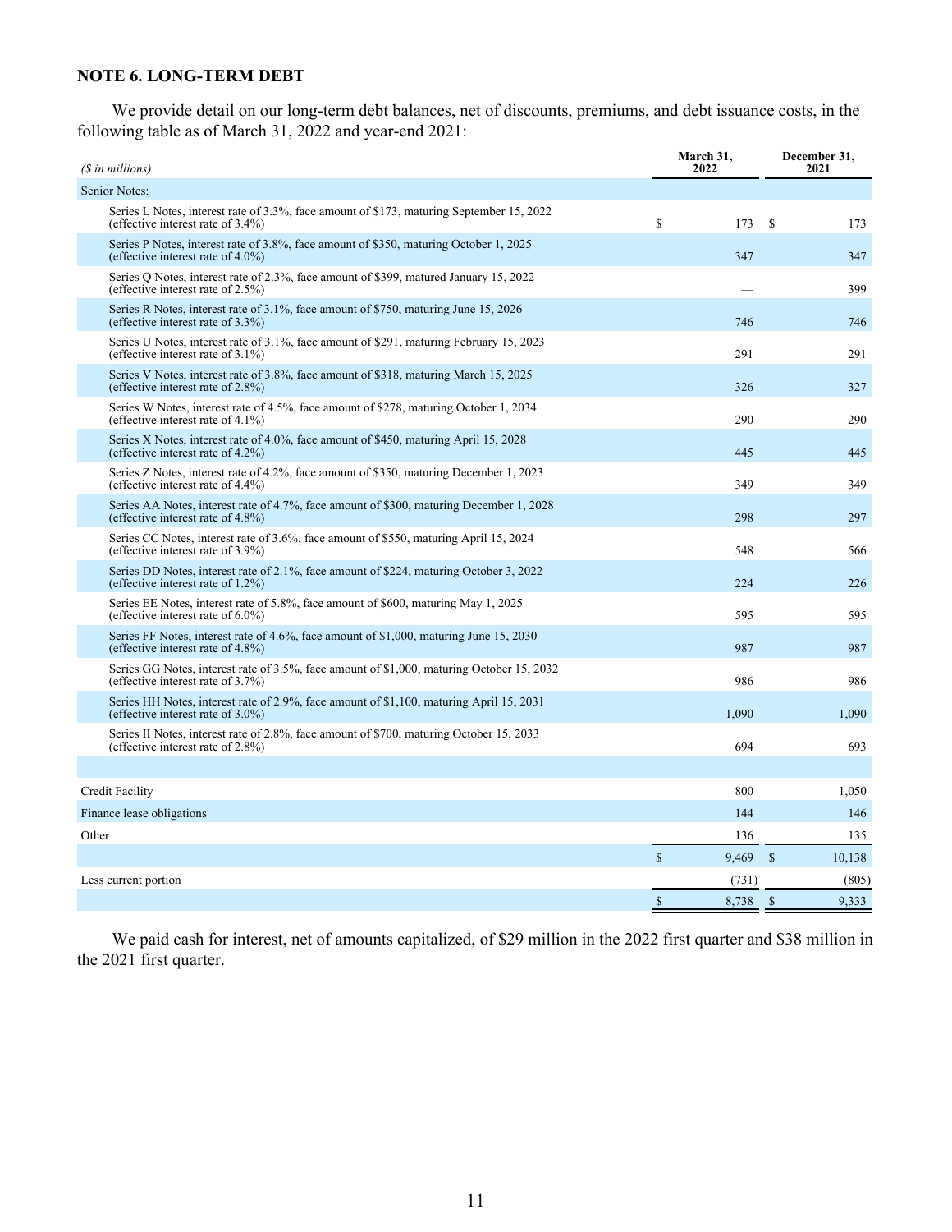## NOTE 6. LONG-TERM DEBT

We provide detail on our long-term debt balances, net of discounts, premiums, and debt issuance costs, in the following table as of March 31, 2022 and year-end 2021:

| *($ in millions)* | March 31, 2022 | December 31, 2021 |
|---|---|---|
| Senior Notes: | | |
| Series L Notes, interest rate of 3.3%, face amount of $173, maturing September 15, 2022 (effective interest rate of 3.4%) | $ 173 | $ 173 |
| Series P Notes, interest rate of 3.8%, face amount of $350, maturing October 1, 2025 (effective interest rate of 4.0%) | 347 | 347 |
| Series Q Notes, interest rate of 2.3%, face amount of $399, matured January 15, 2022 (effective interest rate of 2.5%) | — | 399 |
| Series R Notes, interest rate of 3.1%, face amount of $750, maturing June 15, 2026 (effective interest rate of 3.3%) | 746 | 746 |
| Series U Notes, interest rate of 3.1%, face amount of $291, maturing February 15, 2023 (effective interest rate of 3.1%) | 291 | 291 |
| Series V Notes, interest rate of 3.8%, face amount of $318, maturing March 15, 2025 (effective interest rate of 2.8%) | 326 | 327 |
| Series W Notes, interest rate of 4.5%, face amount of $278, maturing October 1, 2034 (effective interest rate of 4.1%) | 290 | 290 |
| Series X Notes, interest rate of 4.0%, face amount of $450, maturing April 15, 2028 (effective interest rate of 4.2%) | 445 | 445 |
| Series Z Notes, interest rate of 4.2%, face amount of $350, maturing December 1, 2023 (effective interest rate of 4.4%) | 349 | 349 |
| Series AA Notes, interest rate of 4.7%, face amount of $300, maturing December 1, 2028 (effective interest rate of 4.8%) | 298 | 297 |
| Series CC Notes, interest rate of 3.6%, face amount of $550, maturing April 15, 2024 (effective interest rate of 3.9%) | 548 | 566 |
| Series DD Notes, interest rate of 2.1%, face amount of $224, maturing October 3, 2022 (effective interest rate of 1.2%) | 224 | 226 |
| Series EE Notes, interest rate of 5.8%, face amount of $600, maturing May 1, 2025 (effective interest rate of 6.0%) | 595 | 595 |
| Series FF Notes, interest rate of 4.6%, face amount of $1,000, maturing June 15, 2030 (effective interest rate of 4.8%) | 987 | 987 |
| Series GG Notes, interest rate of 3.5%, face amount of $1,000, maturing October 15, 2032 (effective interest rate of 3.7%) | 986 | 986 |
| Series HH Notes, interest rate of 2.9%, face amount of $1,100, maturing April 15, 2031 (effective interest rate of 3.0%) | 1,090 | 1,090 |
| Series II Notes, interest rate of 2.8%, face amount of $700, maturing October 15, 2033 (effective interest rate of 2.8%) | 694 | 693 |
| | | |
| Credit Facility | 800 | 1,050 |
| Finance lease obligations | 144 | 146 |
| Other | 136 | 135 |
| | $ 9,469 | $ 10,138 |
| Less current portion | (731) | (805) |
| | $ 8,738 | $ 9,333 |

We paid cash for interest, net of amounts capitalized, of $29 million in the 2022 first quarter and $38 million in the 2021 first quarter.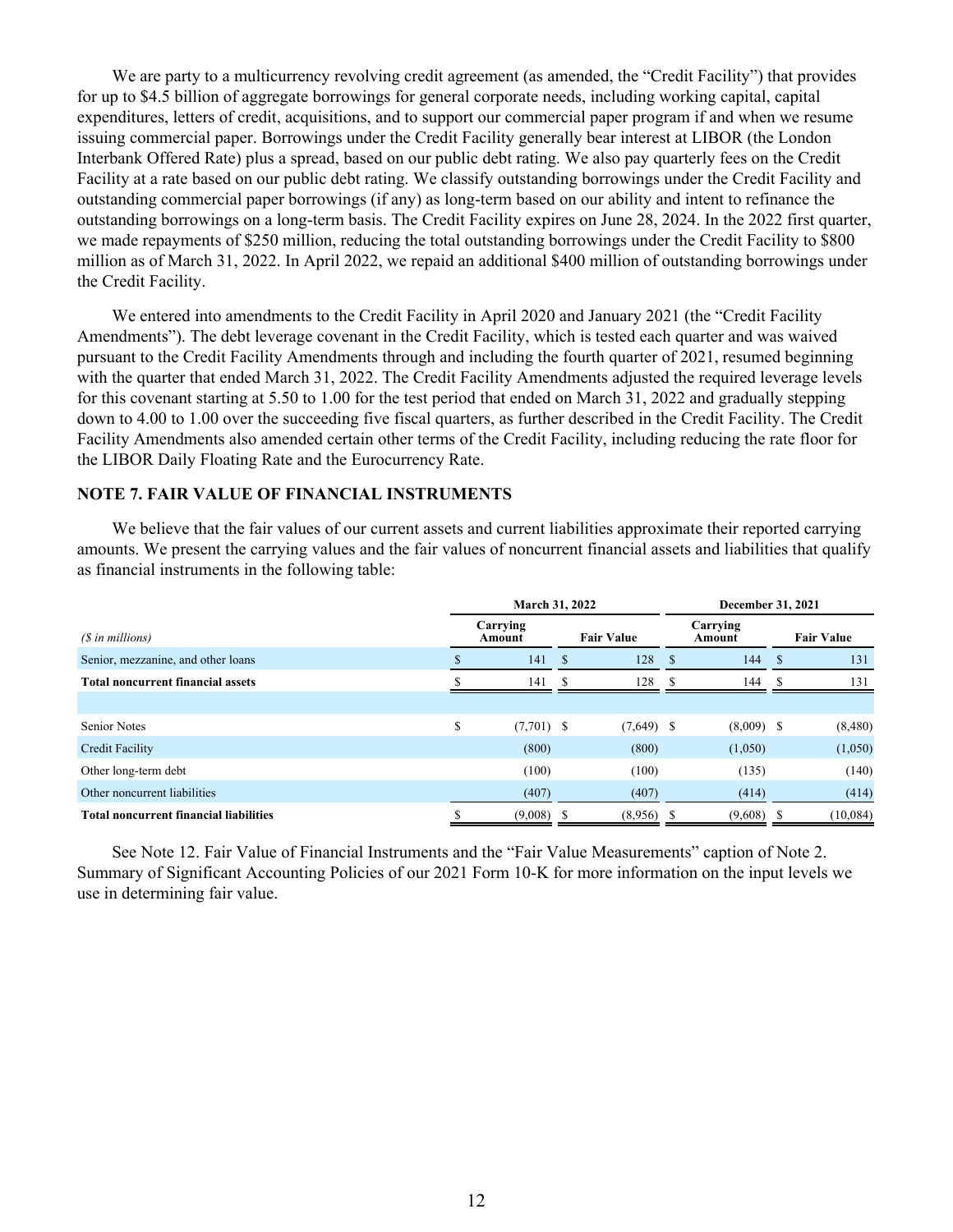We are party to a multicurrency revolving credit agreement (as amended, the "Credit Facility") that provides for up to $4.5 billion of aggregate borrowings for general corporate needs, including working capital, capital expenditures, letters of credit, acquisitions, and to support our commercial paper program if and when we resume issuing commercial paper. Borrowings under the Credit Facility generally bear interest at LIBOR (the London Interbank Offered Rate) plus a spread, based on our public debt rating. We also pay quarterly fees on the Credit Facility at a rate based on our public debt rating. We classify outstanding borrowings under the Credit Facility and outstanding commercial paper borrowings (if any) as long-term based on our ability and intent to refinance the outstanding borrowings on a long-term basis. The Credit Facility expires on June 28, 2024. In the 2022 first quarter, we made repayments of $250 million, reducing the total outstanding borrowings under the Credit Facility to $800 million as of March 31, 2022. In April 2022, we repaid an additional $400 million of outstanding borrowings under the Credit Facility.

We entered into amendments to the Credit Facility in April 2020 and January 2021 (the "Credit Facility Amendments"). The debt leverage covenant in the Credit Facility, which is tested each quarter and was waived pursuant to the Credit Facility Amendments through and including the fourth quarter of 2021, resumed beginning with the quarter that ended March 31, 2022. The Credit Facility Amendments adjusted the required leverage levels for this covenant starting at 5.50 to 1.00 for the test period that ended on March 31, 2022 and gradually stepping down to 4.00 to 1.00 over the succeeding five fiscal quarters, as further described in the Credit Facility. The Credit Facility Amendments also amended certain other terms of the Credit Facility, including reducing the rate floor for the LIBOR Daily Floating Rate and the Eurocurrency Rate.

## NOTE 7. FAIR VALUE OF FINANCIAL INSTRUMENTS

We believe that the fair values of our current assets and current liabilities approximate their reported carrying amounts. We present the carrying values and the fair values of noncurrent financial assets and liabilities that qualify as financial instruments in the following table:

| | March 31, 2022 | | December 31, 2021 | |
|---|---|---|---|---|
| *($ in millions)* | Carrying Amount | Fair Value | Carrying Amount | Fair Value |
| Senior, mezzanine, and other loans | $ 141 | $ 128 | $ 144 | $ 131 |
| **Total noncurrent financial assets** | $ 141 | $ 128 | $ 144 | $ 131 |
| | | | | |
| Senior Notes | $ (7,701) | $ (7,649) | $ (8,009) | $ (8,480) |
| Credit Facility | (800) | (800) | (1,050) | (1,050) |
| Other long-term debt | (100) | (100) | (135) | (140) |
| Other noncurrent liabilities | (407) | (407) | (414) | (414) |
| **Total noncurrent financial liabilities** | $ (9,008) | $ (8,956) | $ (9,608) | $ (10,084) |

See Note 12. Fair Value of Financial Instruments and the "Fair Value Measurements" caption of Note 2. Summary of Significant Accounting Policies of our 2021 Form 10-K for more information on the input levels we use in determining fair value.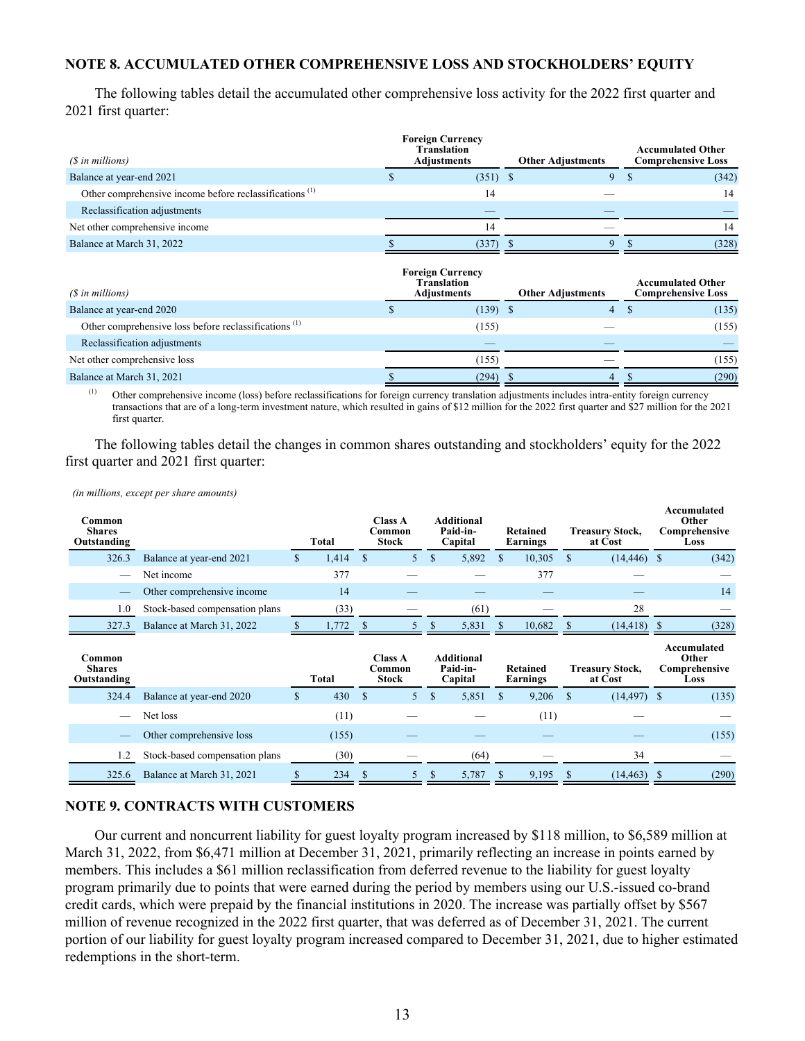## NOTE 8. ACCUMULATED OTHER COMPREHENSIVE LOSS AND STOCKHOLDERS' EQUITY

The following tables detail the accumulated other comprehensive loss activity for the 2022 first quarter and 2021 first quarter:

| *($ in millions)* | Foreign Currency Translation Adjustments | Other Adjustments | Accumulated Other Comprehensive Loss |
|---|---|---|---|
| Balance at year-end 2021 | $ (351) | $ 9 | $ (342) |
| Other comprehensive income before reclassifications [1] | 14 | — | 14 |
| Reclassification adjustments | — | — | — |
| Net other comprehensive income | 14 | — | 14 |
| Balance at March 31, 2022 | $ (337) | $ 9 | $ (328) |

| *($ in millions)* | Foreign Currency Translation Adjustments | Other Adjustments | Accumulated Other Comprehensive Loss |
|---|---|---|---|
| Balance at year-end 2020 | $ (139) | $ 4 | $ (135) |
| Other comprehensive loss before reclassifications [1] | (155) | — | (155) |
| Reclassification adjustments | — | — | — |
| Net other comprehensive loss | (155) | — | (155) |
| Balance at March 31, 2021 | $ (294) | $ 4 | $ (290) |

[1] Other comprehensive income (loss) before reclassifications for foreign currency translation adjustments includes intra-entity foreign currency transactions that are of a long-term investment nature, which resulted in gains of $12 million for the 2022 first quarter and $27 million for the 2021 first quarter.

The following tables detail the changes in common shares outstanding and stockholders' equity for the 2022 first quarter and 2021 first quarter:

*(in millions, except per share amounts)*

| Common Shares Outstanding | | Total | Class A Common Stock | Additional Paid-in-Capital | Retained Earnings | Treasury Stock, at Cost | Accumulated Other Comprehensive Loss |
|---|---|---|---|---|---|---|---|
| 326.3 | Balance at year-end 2021 | $ 1,414 | $ 5 | $ 5,892 | $ 10,305 | $ (14,446) | $ (342) |
| — | Net income | 377 | — | — | 377 | — | — |
| — | Other comprehensive income | 14 | — | — | — | — | 14 |
| 1.0 | Stock-based compensation plans | (33) | — | (61) | — | 28 | — |
| 327.3 | Balance at March 31, 2022 | $ 1,772 | $ 5 | $ 5,831 | $ 10,682 | $ (14,418) | $ (328) |

| Common Shares Outstanding | | Total | Class A Common Stock | Additional Paid-in-Capital | Retained Earnings | Treasury Stock, at Cost | Accumulated Other Comprehensive Loss |
|---|---|---|---|---|---|---|---|
| 324.4 | Balance at year-end 2020 | $ 430 | $ 5 | $ 5,851 | $ 9,206 | $ (14,497) | $ (135) |
| — | Net loss | (11) | — | — | (11) | — | — |
| — | Other comprehensive loss | (155) | — | — | — | — | (155) |
| 1.2 | Stock-based compensation plans | (30) | — | (64) | — | 34 | — |
| 325.6 | Balance at March 31, 2021 | $ 234 | $ 5 | $ 5,787 | $ 9,195 | $ (14,463) | $ (290) |

## NOTE 9. CONTRACTS WITH CUSTOMERS

Our current and noncurrent liability for guest loyalty program increased by $118 million, to $6,589 million at March 31, 2022, from $6,471 million at December 31, 2021, primarily reflecting an increase in points earned by members. This includes a $61 million reclassification from deferred revenue to the liability for guest loyalty program primarily due to points that were earned during the period by members using our U.S.-issued co-brand credit cards, which were prepaid by the financial institutions in 2020. The increase was partially offset by $567 million of revenue recognized in the 2022 first quarter, that was deferred as of December 31, 2021. The current portion of our liability for guest loyalty program increased compared to December 31, 2021, due to higher estimated redemptions in the short-term.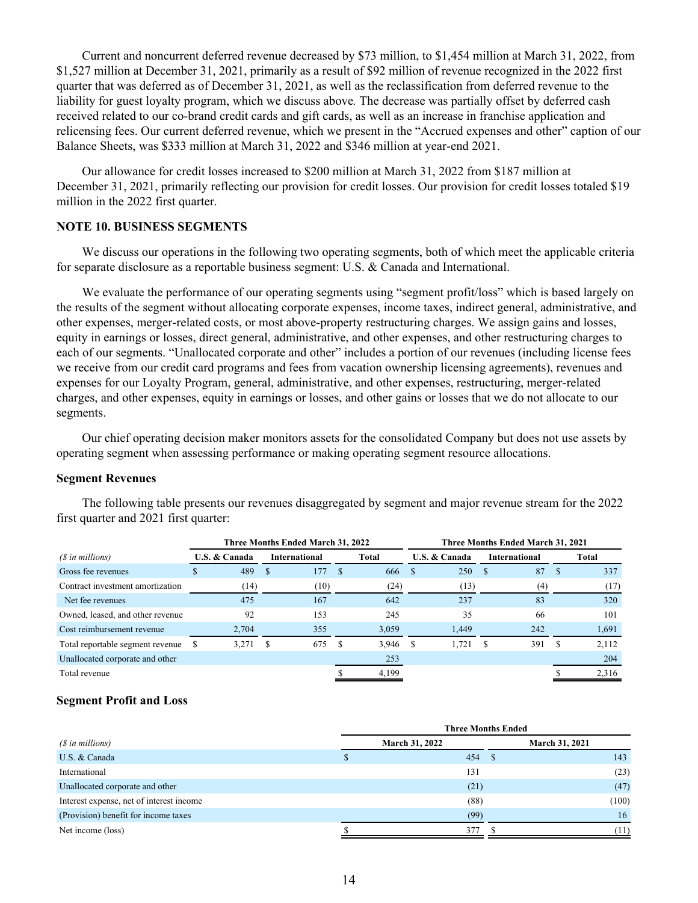Current and noncurrent deferred revenue decreased by $73 million, to $1,454 million at March 31, 2022, from $1,527 million at December 31, 2021, primarily as a result of $92 million of revenue recognized in the 2022 first quarter that was deferred as of December 31, 2021, as well as the reclassification from deferred revenue to the liability for guest loyalty program, which we discuss above. The decrease was partially offset by deferred cash received related to our co-brand credit cards and gift cards, as well as an increase in franchise application and relicensing fees. Our current deferred revenue, which we present in the "Accrued expenses and other" caption of our Balance Sheets, was $333 million at March 31, 2022 and $346 million at year-end 2021.

Our allowance for credit losses increased to $200 million at March 31, 2022 from $187 million at December 31, 2021, primarily reflecting our provision for credit losses. Our provision for credit losses totaled $19 million in the 2022 first quarter.

## NOTE 10. BUSINESS SEGMENTS

We discuss our operations in the following two operating segments, both of which meet the applicable criteria for separate disclosure as a reportable business segment: U.S. & Canada and International.

We evaluate the performance of our operating segments using "segment profit/loss" which is based largely on the results of the segment without allocating corporate expenses, income taxes, indirect general, administrative, and other expenses, merger-related costs, or most above-property restructuring charges. We assign gains and losses, equity in earnings or losses, direct general, administrative, and other expenses, and other restructuring charges to each of our segments. "Unallocated corporate and other" includes a portion of our revenues (including license fees we receive from our credit card programs and fees from vacation ownership licensing agreements), revenues and expenses for our Loyalty Program, general, administrative, and other expenses, restructuring, merger-related charges, and other expenses, equity in earnings or losses, and other gains or losses that we do not allocate to our segments.

Our chief operating decision maker monitors assets for the consolidated Company but does not use assets by operating segment when assessing performance or making operating segment resource allocations.

### Segment Revenues

The following table presents our revenues disaggregated by segment and major revenue stream for the 2022 first quarter and 2021 first quarter:

| | Three Months Ended March 31, 2022 | | | Three Months Ended March 31, 2021 | | |
|---|---|---|---|---|---|---|
| *($ in millions)* | U.S. & Canada | International | Total | U.S. & Canada | International | Total |
| Gross fee revenues | $ 489 | $ 177 | $ 666 | $ 250 | $ 87 | $ 337 |
| Contract investment amortization | (14) | (10) | (24) | (13) | (4) | (17) |
| Net fee revenues | 475 | 167 | 642 | 237 | 83 | 320 |
| Owned, leased, and other revenue | 92 | 153 | 245 | 35 | 66 | 101 |
| Cost reimbursement revenue | 2,704 | 355 | 3,059 | 1,449 | 242 | 1,691 |
| Total reportable segment revenue | $ 3,271 | $ 675 | $ 3,946 | $ 1,721 | $ 391 | $ 2,112 |
| Unallocated corporate and other | | | 253 | | | 204 |
| Total revenue | | | $ 4,199 | | | $ 2,316 |

### Segment Profit and Loss

| | Three Months Ended | |
|---|---|---|
| *($ in millions)* | March 31, 2022 | March 31, 2021 |
| U.S. & Canada | $ 454 | $ 143 |
| International | 131 | (23) |
| Unallocated corporate and other | (21) | (47) |
| Interest expense, net of interest income | (88) | (100) |
| (Provision) benefit for income taxes | (99) | 16 |
| Net income (loss) | $ 377 | $ (11) |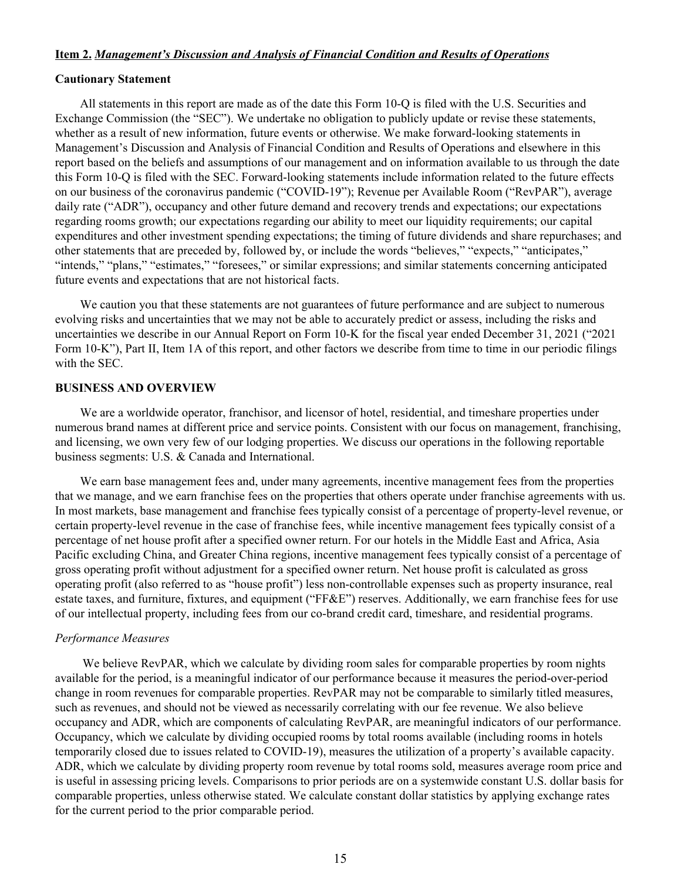**Item 2.** ***Management's Discussion and Analysis of Financial Condition and Results of Operations***

**Cautionary Statement**

All statements in this report are made as of the date this Form 10-Q is filed with the U.S. Securities and Exchange Commission (the "SEC"). We undertake no obligation to publicly update or revise these statements, whether as a result of new information, future events or otherwise. We make forward-looking statements in Management's Discussion and Analysis of Financial Condition and Results of Operations and elsewhere in this report based on the beliefs and assumptions of our management and on information available to us through the date this Form 10-Q is filed with the SEC. Forward-looking statements include information related to the future effects on our business of the coronavirus pandemic ("COVID-19"); Revenue per Available Room ("RevPAR"), average daily rate ("ADR"), occupancy and other future demand and recovery trends and expectations; our expectations regarding rooms growth; our expectations regarding our ability to meet our liquidity requirements; our capital expenditures and other investment spending expectations; the timing of future dividends and share repurchases; and other statements that are preceded by, followed by, or include the words "believes," "expects," "anticipates," "intends," "plans," "estimates," "foresees," or similar expressions; and similar statements concerning anticipated future events and expectations that are not historical facts.

We caution you that these statements are not guarantees of future performance and are subject to numerous evolving risks and uncertainties that we may not be able to accurately predict or assess, including the risks and uncertainties we describe in our Annual Report on Form 10-K for the fiscal year ended December 31, 2021 ("2021 Form 10-K"), Part II, Item 1A of this report, and other factors we describe from time to time in our periodic filings with the SEC.

**BUSINESS AND OVERVIEW**

We are a worldwide operator, franchisor, and licensor of hotel, residential, and timeshare properties under numerous brand names at different price and service points. Consistent with our focus on management, franchising, and licensing, we own very few of our lodging properties. We discuss our operations in the following reportable business segments: U.S. & Canada and International.

We earn base management fees and, under many agreements, incentive management fees from the properties that we manage, and we earn franchise fees on the properties that others operate under franchise agreements with us. In most markets, base management and franchise fees typically consist of a percentage of property-level revenue, or certain property-level revenue in the case of franchise fees, while incentive management fees typically consist of a percentage of net house profit after a specified owner return. For our hotels in the Middle East and Africa, Asia Pacific excluding China, and Greater China regions, incentive management fees typically consist of a percentage of gross operating profit without adjustment for a specified owner return. Net house profit is calculated as gross operating profit (also referred to as "house profit") less non-controllable expenses such as property insurance, real estate taxes, and furniture, fixtures, and equipment ("FF&E") reserves. Additionally, we earn franchise fees for use of our intellectual property, including fees from our co-brand credit card, timeshare, and residential programs.

*Performance Measures*

We believe RevPAR, which we calculate by dividing room sales for comparable properties by room nights available for the period, is a meaningful indicator of our performance because it measures the period-over-period change in room revenues for comparable properties. RevPAR may not be comparable to similarly titled measures, such as revenues, and should not be viewed as necessarily correlating with our fee revenue. We also believe occupancy and ADR, which are components of calculating RevPAR, are meaningful indicators of our performance. Occupancy, which we calculate by dividing occupied rooms by total rooms available (including rooms in hotels temporarily closed due to issues related to COVID-19), measures the utilization of a property's available capacity. ADR, which we calculate by dividing property room revenue by total rooms sold, measures average room price and is useful in assessing pricing levels. Comparisons to prior periods are on a systemwide constant U.S. dollar basis for comparable properties, unless otherwise stated. We calculate constant dollar statistics by applying exchange rates for the current period to the prior comparable period.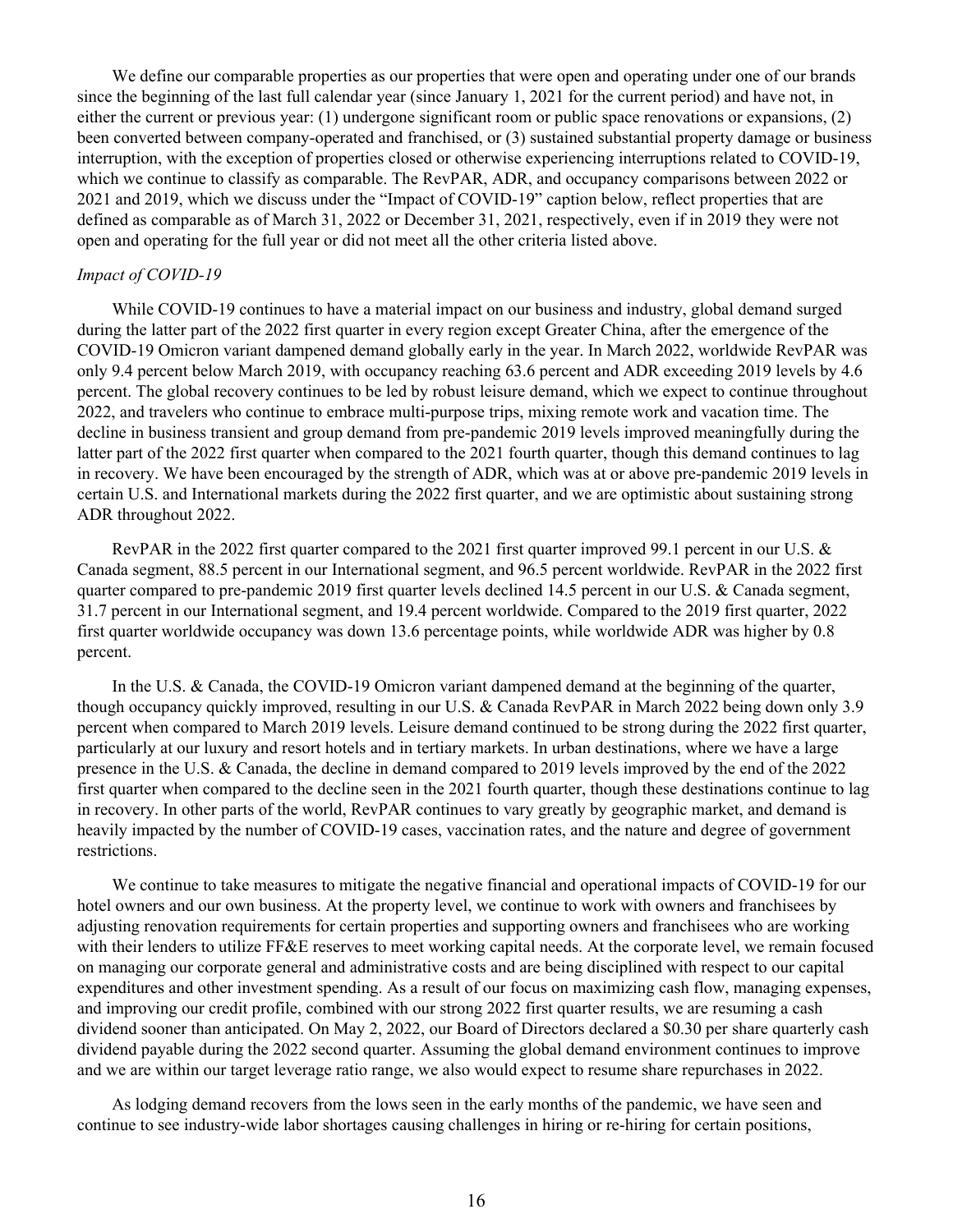We define our comparable properties as our properties that were open and operating under one of our brands since the beginning of the last full calendar year (since January 1, 2021 for the current period) and have not, in either the current or previous year: (1) undergone significant room or public space renovations or expansions, (2) been converted between company-operated and franchised, or (3) sustained substantial property damage or business interruption, with the exception of properties closed or otherwise experiencing interruptions related to COVID-19, which we continue to classify as comparable. The RevPAR, ADR, and occupancy comparisons between 2022 or 2021 and 2019, which we discuss under the "Impact of COVID-19" caption below, reflect properties that are defined as comparable as of March 31, 2022 or December 31, 2021, respectively, even if in 2019 they were not open and operating for the full year or did not meet all the other criteria listed above.

*Impact of COVID-19*

While COVID-19 continues to have a material impact on our business and industry, global demand surged during the latter part of the 2022 first quarter in every region except Greater China, after the emergence of the COVID-19 Omicron variant dampened demand globally early in the year. In March 2022, worldwide RevPAR was only 9.4 percent below March 2019, with occupancy reaching 63.6 percent and ADR exceeding 2019 levels by 4.6 percent. The global recovery continues to be led by robust leisure demand, which we expect to continue throughout 2022, and travelers who continue to embrace multi-purpose trips, mixing remote work and vacation time. The decline in business transient and group demand from pre-pandemic 2019 levels improved meaningfully during the latter part of the 2022 first quarter when compared to the 2021 fourth quarter, though this demand continues to lag in recovery. We have been encouraged by the strength of ADR, which was at or above pre-pandemic 2019 levels in certain U.S. and International markets during the 2022 first quarter, and we are optimistic about sustaining strong ADR throughout 2022.

RevPAR in the 2022 first quarter compared to the 2021 first quarter improved 99.1 percent in our U.S. & Canada segment, 88.5 percent in our International segment, and 96.5 percent worldwide. RevPAR in the 2022 first quarter compared to pre-pandemic 2019 first quarter levels declined 14.5 percent in our U.S. & Canada segment, 31.7 percent in our International segment, and 19.4 percent worldwide. Compared to the 2019 first quarter, 2022 first quarter worldwide occupancy was down 13.6 percentage points, while worldwide ADR was higher by 0.8 percent.

In the U.S. & Canada, the COVID-19 Omicron variant dampened demand at the beginning of the quarter, though occupancy quickly improved, resulting in our U.S. & Canada RevPAR in March 2022 being down only 3.9 percent when compared to March 2019 levels. Leisure demand continued to be strong during the 2022 first quarter, particularly at our luxury and resort hotels and in tertiary markets. In urban destinations, where we have a large presence in the U.S. & Canada, the decline in demand compared to 2019 levels improved by the end of the 2022 first quarter when compared to the decline seen in the 2021 fourth quarter, though these destinations continue to lag in recovery. In other parts of the world, RevPAR continues to vary greatly by geographic market, and demand is heavily impacted by the number of COVID-19 cases, vaccination rates, and the nature and degree of government restrictions.

We continue to take measures to mitigate the negative financial and operational impacts of COVID-19 for our hotel owners and our own business. At the property level, we continue to work with owners and franchisees by adjusting renovation requirements for certain properties and supporting owners and franchisees who are working with their lenders to utilize FF&E reserves to meet working capital needs. At the corporate level, we remain focused on managing our corporate general and administrative costs and are being disciplined with respect to our capital expenditures and other investment spending. As a result of our focus on maximizing cash flow, managing expenses, and improving our credit profile, combined with our strong 2022 first quarter results, we are resuming a cash dividend sooner than anticipated. On May 2, 2022, our Board of Directors declared a $0.30 per share quarterly cash dividend payable during the 2022 second quarter. Assuming the global demand environment continues to improve and we are within our target leverage ratio range, we also would expect to resume share repurchases in 2022.

As lodging demand recovers from the lows seen in the early months of the pandemic, we have seen and continue to see industry-wide labor shortages causing challenges in hiring or re-hiring for certain positions,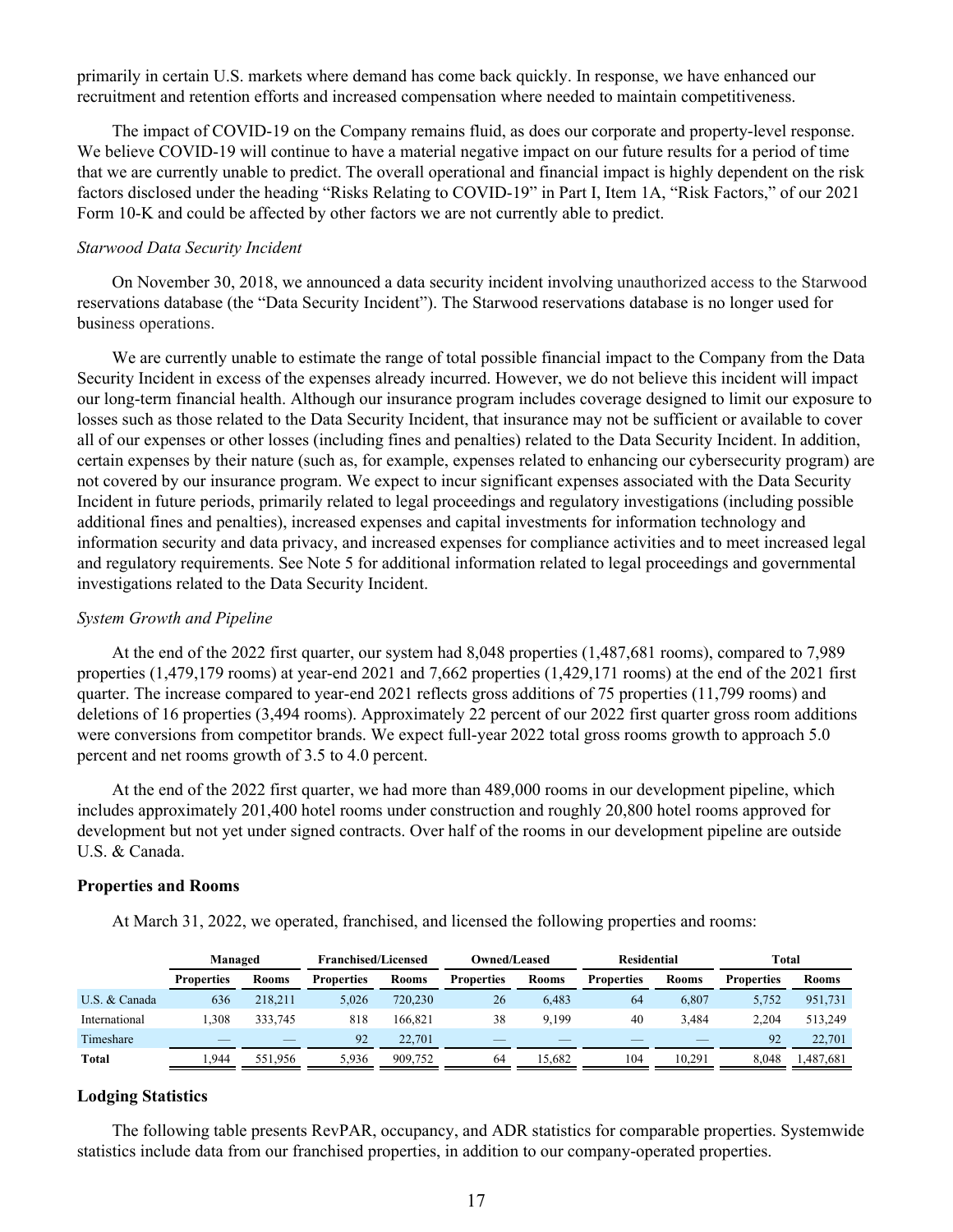primarily in certain U.S. markets where demand has come back quickly. In response, we have enhanced our recruitment and retention efforts and increased compensation where needed to maintain competitiveness.

The impact of COVID-19 on the Company remains fluid, as does our corporate and property-level response. We believe COVID-19 will continue to have a material negative impact on our future results for a period of time that we are currently unable to predict. The overall operational and financial impact is highly dependent on the risk factors disclosed under the heading "Risks Relating to COVID-19" in Part I, Item 1A, "Risk Factors," of our 2021 Form 10-K and could be affected by other factors we are not currently able to predict.

*Starwood Data Security Incident*

On November 30, 2018, we announced a data security incident involving unauthorized access to the Starwood reservations database (the "Data Security Incident"). The Starwood reservations database is no longer used for business operations.

We are currently unable to estimate the range of total possible financial impact to the Company from the Data Security Incident in excess of the expenses already incurred. However, we do not believe this incident will impact our long-term financial health. Although our insurance program includes coverage designed to limit our exposure to losses such as those related to the Data Security Incident, that insurance may not be sufficient or available to cover all of our expenses or other losses (including fines and penalties) related to the Data Security Incident. In addition, certain expenses by their nature (such as, for example, expenses related to enhancing our cybersecurity program) are not covered by our insurance program. We expect to incur significant expenses associated with the Data Security Incident in future periods, primarily related to legal proceedings and regulatory investigations (including possible additional fines and penalties), increased expenses and capital investments for information technology and information security and data privacy, and increased expenses for compliance activities and to meet increased legal and regulatory requirements. See Note 5 for additional information related to legal proceedings and governmental investigations related to the Data Security Incident.

*System Growth and Pipeline*

At the end of the 2022 first quarter, our system had 8,048 properties (1,487,681 rooms), compared to 7,989 properties (1,479,179 rooms) at year-end 2021 and 7,662 properties (1,429,171 rooms) at the end of the 2021 first quarter. The increase compared to year-end 2021 reflects gross additions of 75 properties (11,799 rooms) and deletions of 16 properties (3,494 rooms). Approximately 22 percent of our 2022 first quarter gross room additions were conversions from competitor brands. We expect full-year 2022 total gross rooms growth to approach 5.0 percent and net rooms growth of 3.5 to 4.0 percent.

At the end of the 2022 first quarter, we had more than 489,000 rooms in our development pipeline, which includes approximately 201,400 hotel rooms under construction and roughly 20,800 hotel rooms approved for development but not yet under signed contracts. Over half of the rooms in our development pipeline are outside U.S. & Canada.

## Properties and Rooms

At March 31, 2022, we operated, franchised, and licensed the following properties and rooms:

| | Managed | | Franchised/Licensed | | Owned/Leased | | Residential | | Total | |
|---|---|---|---|---|---|---|---|---|---|---|
| | Properties | Rooms | Properties | Rooms | Properties | Rooms | Properties | Rooms | Properties | Rooms |
| U.S. & Canada | 636 | 218,211 | 5,026 | 720,230 | 26 | 6,483 | 64 | 6,807 | 5,752 | 951,731 |
| International | 1,308 | 333,745 | 818 | 166,821 | 38 | 9,199 | 40 | 3,484 | 2,204 | 513,249 |
| Timeshare | — | — | 92 | 22,701 | — | — | — | — | 92 | 22,701 |
| **Total** | 1,944 | 551,956 | 5,936 | 909,752 | 64 | 15,682 | 104 | 10,291 | 8,048 | 1,487,681 |

## Lodging Statistics

The following table presents RevPAR, occupancy, and ADR statistics for comparable properties. Systemwide statistics include data from our franchised properties, in addition to our company-operated properties.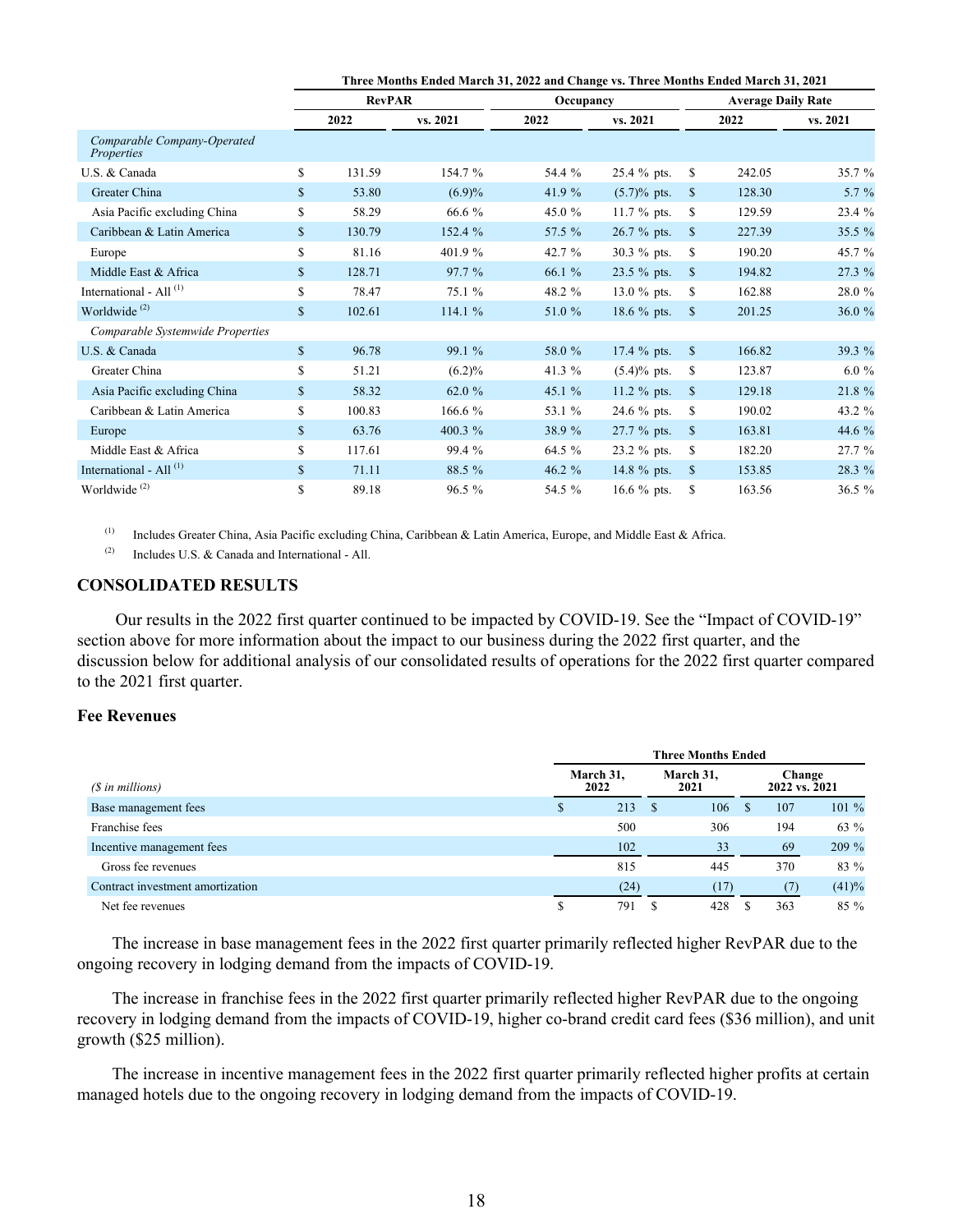| | Three Months Ended March 31, 2022 and Change vs. Three Months Ended March 31, 2021 | | | | | |
|---|---|---|---|---|---|---|
| | RevPAR | | Occupancy | | Average Daily Rate | |
| | 2022 | vs. 2021 | 2022 | vs. 2021 | 2022 | vs. 2021 |
| *Comparable Company-Operated Properties* | | | | | | |
| U.S. & Canada | $ 131.59 | 154.7 % | 54.4 % | 25.4 % pts. | $ 242.05 | 35.7 % |
| Greater China | $ 53.80 | (6.9)% | 41.9 % | (5.7)% pts. | $ 128.30 | 5.7 % |
| Asia Pacific excluding China | $ 58.29 | 66.6 % | 45.0 % | 11.7 % pts. | $ 129.59 | 23.4 % |
| Caribbean & Latin America | $ 130.79 | 152.4 % | 57.5 % | 26.7 % pts. | $ 227.39 | 35.5 % |
| Europe | $ 81.16 | 401.9 % | 42.7 % | 30.3 % pts. | $ 190.20 | 45.7 % |
| Middle East & Africa | $ 128.71 | 97.7 % | 66.1 % | 23.5 % pts. | $ 194.82 | 27.3 % |
| International - All [(1)] | $ 78.47 | 75.1 % | 48.2 % | 13.0 % pts. | $ 162.88 | 28.0 % |
| Worldwide [(2)] | $ 102.61 | 114.1 % | 51.0 % | 18.6 % pts. | $ 201.25 | 36.0 % |
| *Comparable Systemwide Properties* | | | | | | |
| U.S. & Canada | $ 96.78 | 99.1 % | 58.0 % | 17.4 % pts. | $ 166.82 | 39.3 % |
| Greater China | $ 51.21 | (6.2)% | 41.3 % | (5.4)% pts. | $ 123.87 | 6.0 % |
| Asia Pacific excluding China | $ 58.32 | 62.0 % | 45.1 % | 11.2 % pts. | $ 129.18 | 21.8 % |
| Caribbean & Latin America | $ 100.83 | 166.6 % | 53.1 % | 24.6 % pts. | $ 190.02 | 43.2 % |
| Europe | $ 63.76 | 400.3 % | 38.9 % | 27.7 % pts. | $ 163.81 | 44.6 % |
| Middle East & Africa | $ 117.61 | 99.4 % | 64.5 % | 23.2 % pts. | $ 182.20 | 27.7 % |
| International - All [(1)] | $ 71.11 | 88.5 % | 46.2 % | 14.8 % pts. | $ 153.85 | 28.3 % |
| Worldwide [(2)] | $ 89.18 | 96.5 % | 54.5 % | 16.6 % pts. | $ 163.56 | 36.5 % |

(1) Includes Greater China, Asia Pacific excluding China, Caribbean & Latin America, Europe, and Middle East & Africa.

(2) Includes U.S. & Canada and International - All.

## CONSOLIDATED RESULTS

Our results in the 2022 first quarter continued to be impacted by COVID-19. See the "Impact of COVID-19" section above for more information about the impact to our business during the 2022 first quarter, and the discussion below for additional analysis of our consolidated results of operations for the 2022 first quarter compared to the 2021 first quarter.

### Fee Revenues

| *($ in millions)* | Three Months Ended March 31, 2022 | Three Months Ended March 31, 2021 | Change 2022 vs. 2021 | |
|---|---|---|---|---|
| Base management fees | $ 213 | $ 106 | $ 107 | 101 % |
| Franchise fees | 500 | 306 | 194 | 63 % |
| Incentive management fees | 102 | 33 | 69 | 209 % |
| Gross fee revenues | 815 | 445 | 370 | 83 % |
| Contract investment amortization | (24) | (17) | (7) | (41)% |
| Net fee revenues | $ 791 | $ 428 | $ 363 | 85 % |

The increase in base management fees in the 2022 first quarter primarily reflected higher RevPAR due to the ongoing recovery in lodging demand from the impacts of COVID-19.

The increase in franchise fees in the 2022 first quarter primarily reflected higher RevPAR due to the ongoing recovery in lodging demand from the impacts of COVID-19, higher co-brand credit card fees ($36 million), and unit growth ($25 million).

The increase in incentive management fees in the 2022 first quarter primarily reflected higher profits at certain managed hotels due to the ongoing recovery in lodging demand from the impacts of COVID-19.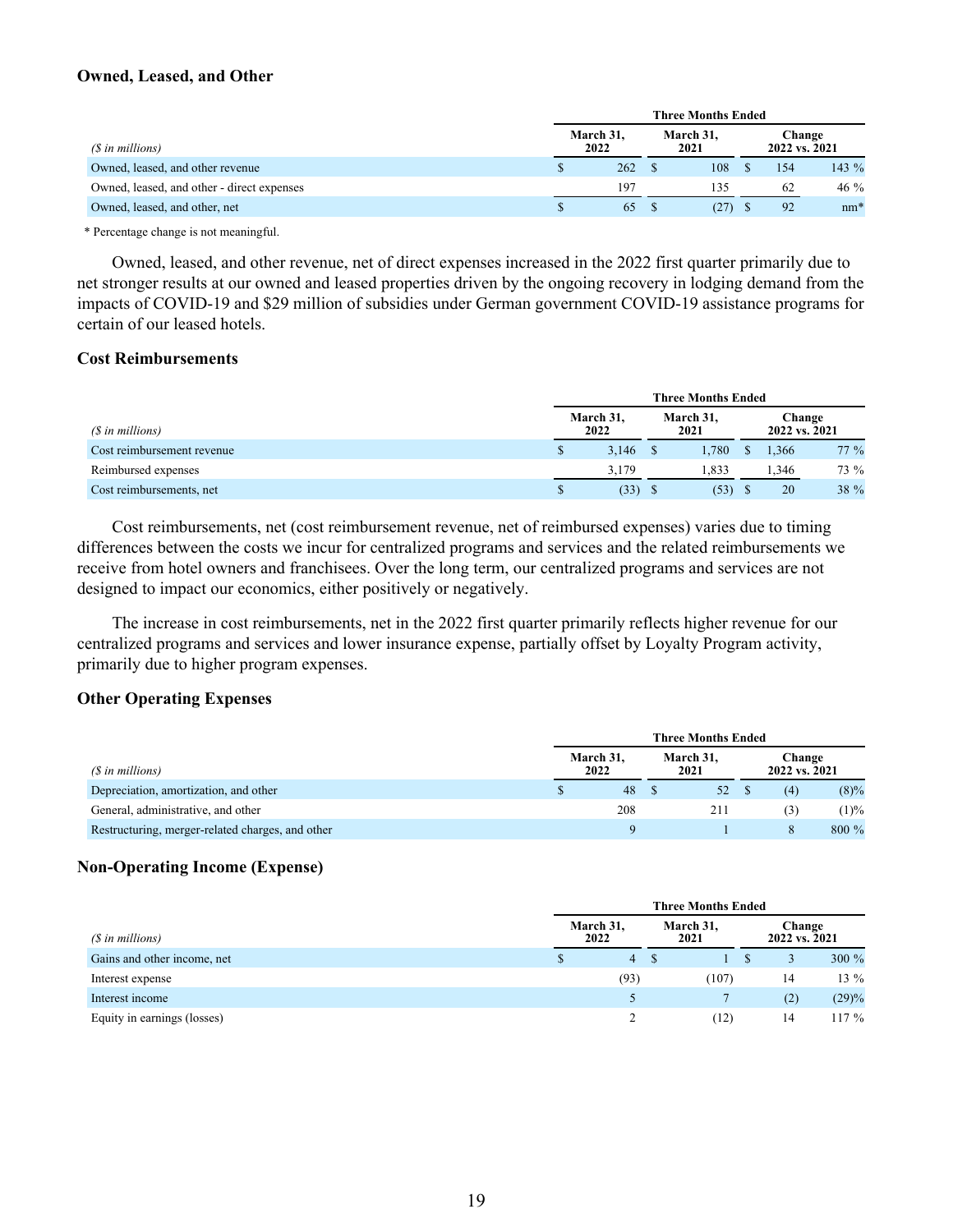### Owned, Leased, and Other

| ($ in millions) | Three Months Ended | | | |
|---|---|---|---|---|
| | March 31, 2022 | March 31, 2021 | Change 2022 vs. 2021 | |
| Owned, leased, and other revenue | $ 262 | $ 108 | $ 154 | 143 % |
| Owned, leased, and other - direct expenses | 197 | 135 | 62 | 46 % |
| Owned, leased, and other, net | $ 65 | $ (27) | $ 92 | nm* |

\* Percentage change is not meaningful.

Owned, leased, and other revenue, net of direct expenses increased in the 2022 first quarter primarily due to net stronger results at our owned and leased properties driven by the ongoing recovery in lodging demand from the impacts of COVID-19 and $29 million of subsidies under German government COVID-19 assistance programs for certain of our leased hotels.

### Cost Reimbursements

| ($ in millions) | Three Months Ended | | | |
|---|---|---|---|---|
| | March 31, 2022 | March 31, 2021 | Change 2022 vs. 2021 | |
| Cost reimbursement revenue | $ 3,146 | $ 1,780 | $ 1,366 | 77 % |
| Reimbursed expenses | 3,179 | 1,833 | 1,346 | 73 % |
| Cost reimbursements, net | $ (33) | $ (53) | $ 20 | 38 % |

Cost reimbursements, net (cost reimbursement revenue, net of reimbursed expenses) varies due to timing differences between the costs we incur for centralized programs and services and the related reimbursements we receive from hotel owners and franchisees. Over the long term, our centralized programs and services are not designed to impact our economics, either positively or negatively.

The increase in cost reimbursements, net in the 2022 first quarter primarily reflects higher revenue for our centralized programs and services and lower insurance expense, partially offset by Loyalty Program activity, primarily due to higher program expenses.

### Other Operating Expenses

| ($ in millions) | Three Months Ended | | | |
|---|---|---|---|---|
| | March 31, 2022 | March 31, 2021 | Change 2022 vs. 2021 | |
| Depreciation, amortization, and other | $ 48 | $ 52 | $ (4) | (8)% |
| General, administrative, and other | 208 | 211 | (3) | (1)% |
| Restructuring, merger-related charges, and other | 9 | 1 | 8 | 800 % |

### Non-Operating Income (Expense)

| ($ in millions) | Three Months Ended | | | |
|---|---|---|---|---|
| | March 31, 2022 | March 31, 2021 | Change 2022 vs. 2021 | |
| Gains and other income, net | $ 4 | $ 1 | $ 3 | 300 % |
| Interest expense | (93) | (107) | 14 | 13 % |
| Interest income | 5 | 7 | (2) | (29)% |
| Equity in earnings (losses) | 2 | (12) | 14 | 117 % |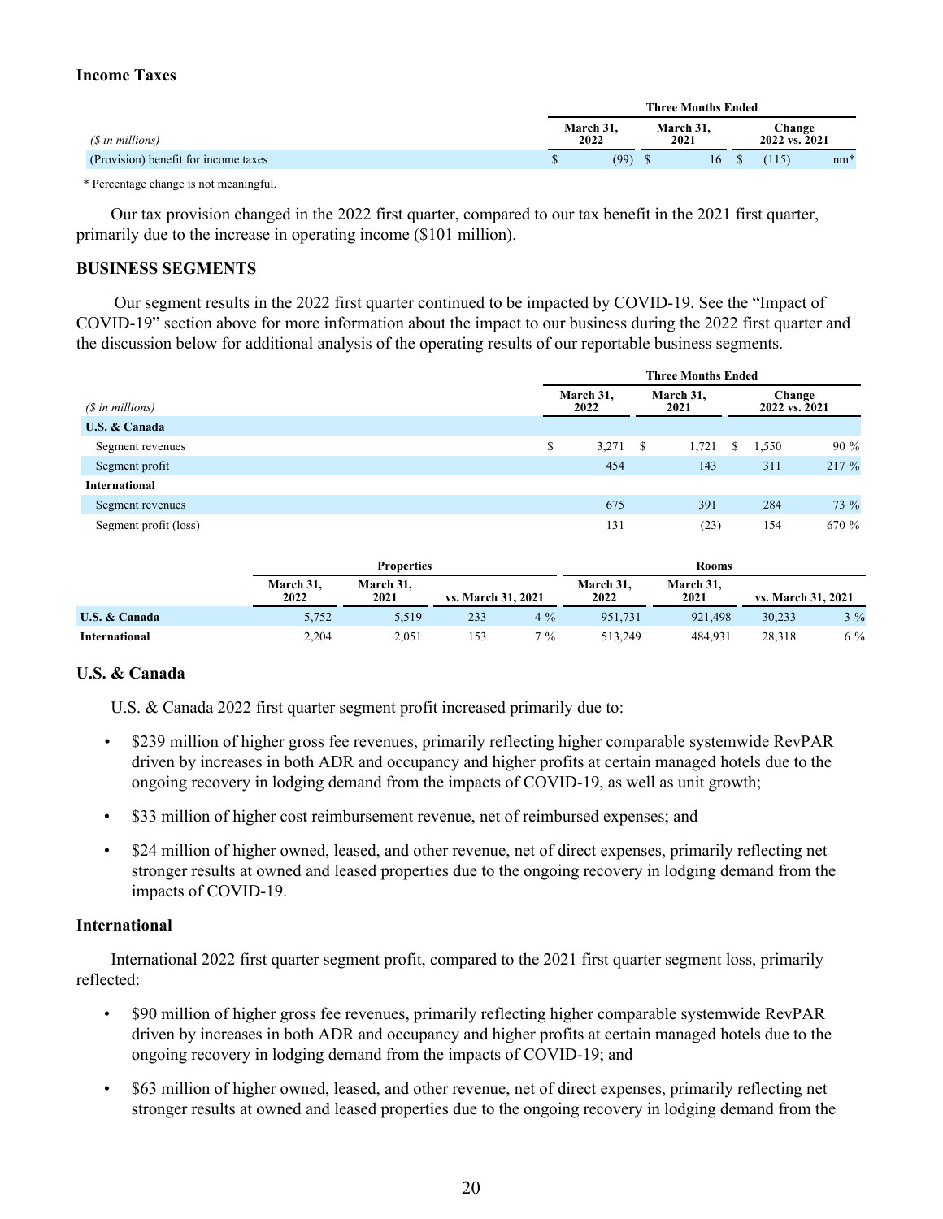**Income Taxes**

| *($ in millions)* | Three Months Ended | | | |
|---|---|---|---|---|
| | March 31, 2022 | March 31, 2021 | Change 2022 vs. 2021 | |
| (Provision) benefit for income taxes | $ (99) | $ 16 | $ (115) | nm* |

\* Percentage change is not meaningful.

Our tax provision changed in the 2022 first quarter, compared to our tax benefit in the 2021 first quarter, primarily due to the increase in operating income ($101 million).

**BUSINESS SEGMENTS**

Our segment results in the 2022 first quarter continued to be impacted by COVID-19. See the "Impact of COVID-19" section above for more information about the impact to our business during the 2022 first quarter and the discussion below for additional analysis of the operating results of our reportable business segments.

| *($ in millions)* | Three Months Ended | | | |
|---|---|---|---|---|
| | March 31, 2022 | March 31, 2021 | Change 2022 vs. 2021 | |
| **U.S. & Canada** | | | | |
| Segment revenues | $ 3,271 | $ 1,721 | $ 1,550 | 90 % |
| Segment profit | 454 | 143 | 311 | 217 % |
| **International** | | | | |
| Segment revenues | 675 | 391 | 284 | 73 % |
| Segment profit (loss) | 131 | (23) | 154 | 670 % |

| | Properties | | | | Rooms | | | |
|---|---|---|---|---|---|---|---|---|
| | March 31, 2022 | March 31, 2021 | vs. March 31, 2021 | | March 31, 2022 | March 31, 2021 | vs. March 31, 2021 | |
| **U.S. & Canada** | 5,752 | 5,519 | 233 | 4 % | 951,731 | 921,498 | 30,233 | 3 % |
| **International** | 2,204 | 2,051 | 153 | 7 % | 513,249 | 484,931 | 28,318 | 6 % |

**U.S. & Canada**

U.S. & Canada 2022 first quarter segment profit increased primarily due to:

- $239 million of higher gross fee revenues, primarily reflecting higher comparable systemwide RevPAR driven by increases in both ADR and occupancy and higher profits at certain managed hotels due to the ongoing recovery in lodging demand from the impacts of COVID-19, as well as unit growth;
- $33 million of higher cost reimbursement revenue, net of reimbursed expenses; and
- $24 million of higher owned, leased, and other revenue, net of direct expenses, primarily reflecting net stronger results at owned and leased properties due to the ongoing recovery in lodging demand from the impacts of COVID-19.

**International**

International 2022 first quarter segment profit, compared to the 2021 first quarter segment loss, primarily reflected:

- $90 million of higher gross fee revenues, primarily reflecting higher comparable systemwide RevPAR driven by increases in both ADR and occupancy and higher profits at certain managed hotels due to the ongoing recovery in lodging demand from the impacts of COVID-19; and
- $63 million of higher owned, leased, and other revenue, net of direct expenses, primarily reflecting net stronger results at owned and leased properties due to the ongoing recovery in lodging demand from the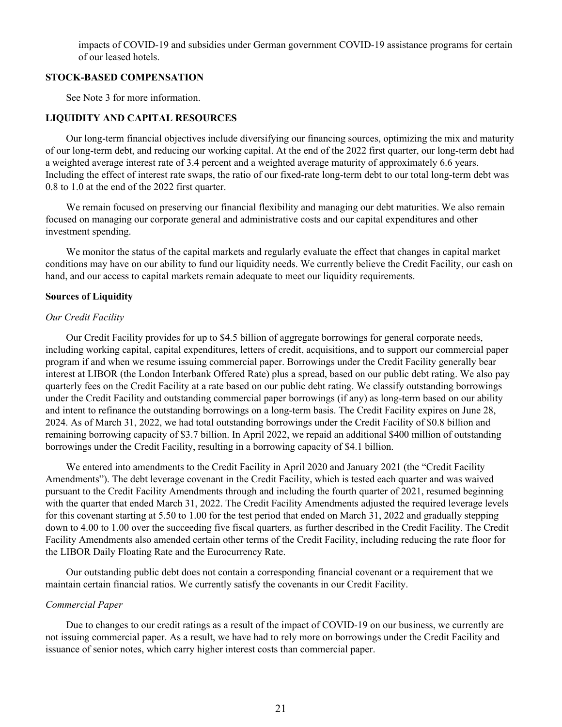impacts of COVID-19 and subsidies under German government COVID-19 assistance programs for certain of our leased hotels.

## STOCK-BASED COMPENSATION

See Note 3 for more information.

## LIQUIDITY AND CAPITAL RESOURCES

Our long-term financial objectives include diversifying our financing sources, optimizing the mix and maturity of our long-term debt, and reducing our working capital. At the end of the 2022 first quarter, our long-term debt had a weighted average interest rate of 3.4 percent and a weighted average maturity of approximately 6.6 years. Including the effect of interest rate swaps, the ratio of our fixed-rate long-term debt to our total long-term debt was 0.8 to 1.0 at the end of the 2022 first quarter.

We remain focused on preserving our financial flexibility and managing our debt maturities. We also remain focused on managing our corporate general and administrative costs and our capital expenditures and other investment spending.

We monitor the status of the capital markets and regularly evaluate the effect that changes in capital market conditions may have on our ability to fund our liquidity needs. We currently believe the Credit Facility, our cash on hand, and our access to capital markets remain adequate to meet our liquidity requirements.

### Sources of Liquidity

*Our Credit Facility*

Our Credit Facility provides for up to $4.5 billion of aggregate borrowings for general corporate needs, including working capital, capital expenditures, letters of credit, acquisitions, and to support our commercial paper program if and when we resume issuing commercial paper. Borrowings under the Credit Facility generally bear interest at LIBOR (the London Interbank Offered Rate) plus a spread, based on our public debt rating. We also pay quarterly fees on the Credit Facility at a rate based on our public debt rating. We classify outstanding borrowings under the Credit Facility and outstanding commercial paper borrowings (if any) as long-term based on our ability and intent to refinance the outstanding borrowings on a long-term basis. The Credit Facility expires on June 28, 2024. As of March 31, 2022, we had total outstanding borrowings under the Credit Facility of $0.8 billion and remaining borrowing capacity of $3.7 billion. In April 2022, we repaid an additional $400 million of outstanding borrowings under the Credit Facility, resulting in a borrowing capacity of $4.1 billion.

We entered into amendments to the Credit Facility in April 2020 and January 2021 (the "Credit Facility Amendments"). The debt leverage covenant in the Credit Facility, which is tested each quarter and was waived pursuant to the Credit Facility Amendments through and including the fourth quarter of 2021, resumed beginning with the quarter that ended March 31, 2022. The Credit Facility Amendments adjusted the required leverage levels for this covenant starting at 5.50 to 1.00 for the test period that ended on March 31, 2022 and gradually stepping down to 4.00 to 1.00 over the succeeding five fiscal quarters, as further described in the Credit Facility. The Credit Facility Amendments also amended certain other terms of the Credit Facility, including reducing the rate floor for the LIBOR Daily Floating Rate and the Eurocurrency Rate.

Our outstanding public debt does not contain a corresponding financial covenant or a requirement that we maintain certain financial ratios. We currently satisfy the covenants in our Credit Facility.

*Commercial Paper*

Due to changes to our credit ratings as a result of the impact of COVID-19 on our business, we currently are not issuing commercial paper. As a result, we have had to rely more on borrowings under the Credit Facility and issuance of senior notes, which carry higher interest costs than commercial paper.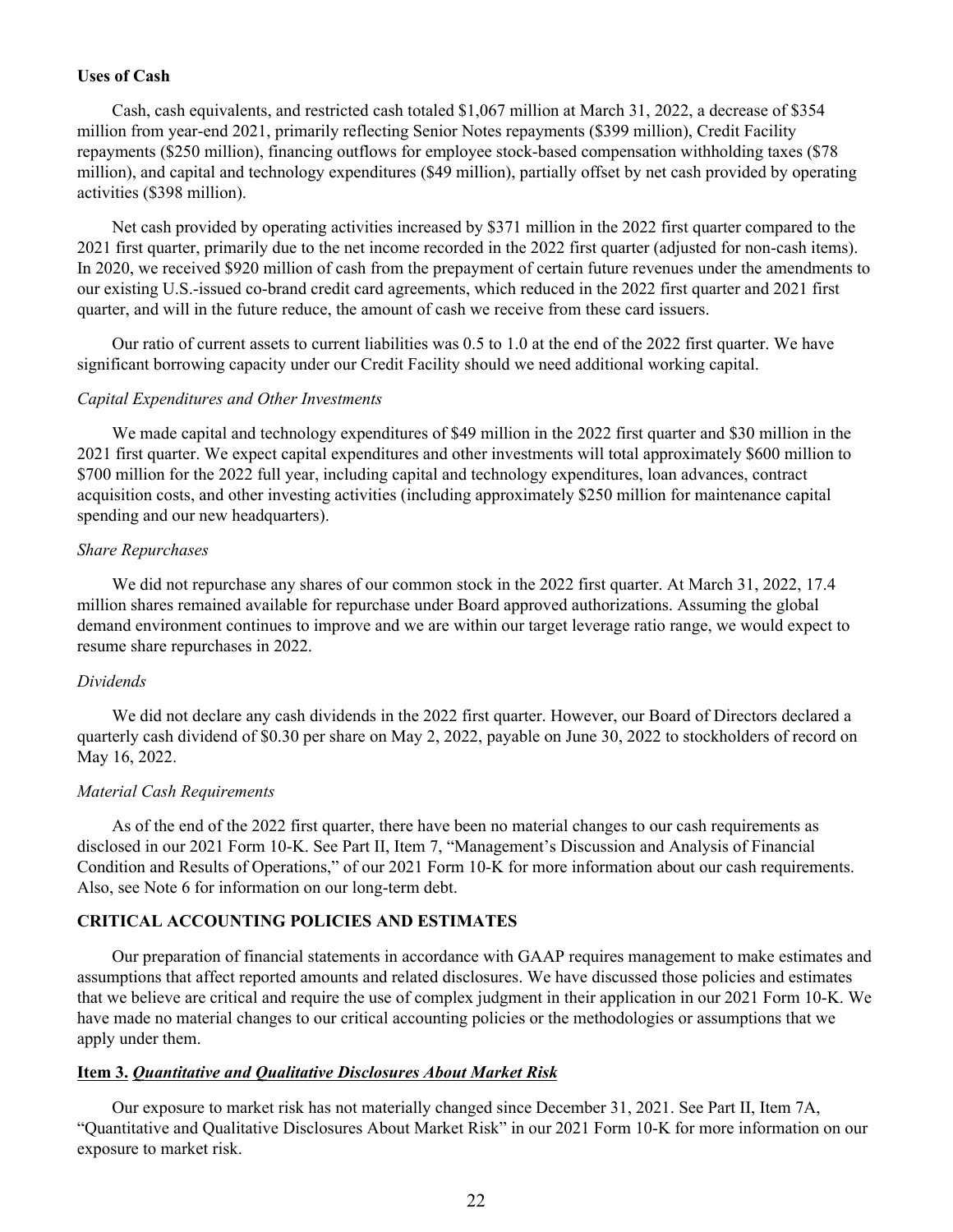**Uses of Cash**

Cash, cash equivalents, and restricted cash totaled $1,067 million at March 31, 2022, a decrease of $354 million from year-end 2021, primarily reflecting Senior Notes repayments ($399 million), Credit Facility repayments ($250 million), financing outflows for employee stock-based compensation withholding taxes ($78 million), and capital and technology expenditures ($49 million), partially offset by net cash provided by operating activities ($398 million).

Net cash provided by operating activities increased by $371 million in the 2022 first quarter compared to the 2021 first quarter, primarily due to the net income recorded in the 2022 first quarter (adjusted for non-cash items). In 2020, we received $920 million of cash from the prepayment of certain future revenues under the amendments to our existing U.S.-issued co-brand credit card agreements, which reduced in the 2022 first quarter and 2021 first quarter, and will in the future reduce, the amount of cash we receive from these card issuers.

Our ratio of current assets to current liabilities was 0.5 to 1.0 at the end of the 2022 first quarter. We have significant borrowing capacity under our Credit Facility should we need additional working capital.

*Capital Expenditures and Other Investments*

We made capital and technology expenditures of $49 million in the 2022 first quarter and $30 million in the 2021 first quarter. We expect capital expenditures and other investments will total approximately $600 million to $700 million for the 2022 full year, including capital and technology expenditures, loan advances, contract acquisition costs, and other investing activities (including approximately $250 million for maintenance capital spending and our new headquarters).

*Share Repurchases*

We did not repurchase any shares of our common stock in the 2022 first quarter. At March 31, 2022, 17.4 million shares remained available for repurchase under Board approved authorizations. Assuming the global demand environment continues to improve and we are within our target leverage ratio range, we would expect to resume share repurchases in 2022.

*Dividends*

We did not declare any cash dividends in the 2022 first quarter. However, our Board of Directors declared a quarterly cash dividend of $0.30 per share on May 2, 2022, payable on June 30, 2022 to stockholders of record on May 16, 2022.

*Material Cash Requirements*

As of the end of the 2022 first quarter, there have been no material changes to our cash requirements as disclosed in our 2021 Form 10-K. See Part II, Item 7, "Management's Discussion and Analysis of Financial Condition and Results of Operations," of our 2021 Form 10-K for more information about our cash requirements. Also, see Note 6 for information on our long-term debt.

## CRITICAL ACCOUNTING POLICIES AND ESTIMATES

Our preparation of financial statements in accordance with GAAP requires management to make estimates and assumptions that affect reported amounts and related disclosures. We have discussed those policies and estimates that we believe are critical and require the use of complex judgment in their application in our 2021 Form 10-K. We have made no material changes to our critical accounting policies or the methodologies or assumptions that we apply under them.

## Item 3. *Quantitative and Qualitative Disclosures About Market Risk*

Our exposure to market risk has not materially changed since December 31, 2021. See Part II, Item 7A, "Quantitative and Qualitative Disclosures About Market Risk" in our 2021 Form 10-K for more information on our exposure to market risk.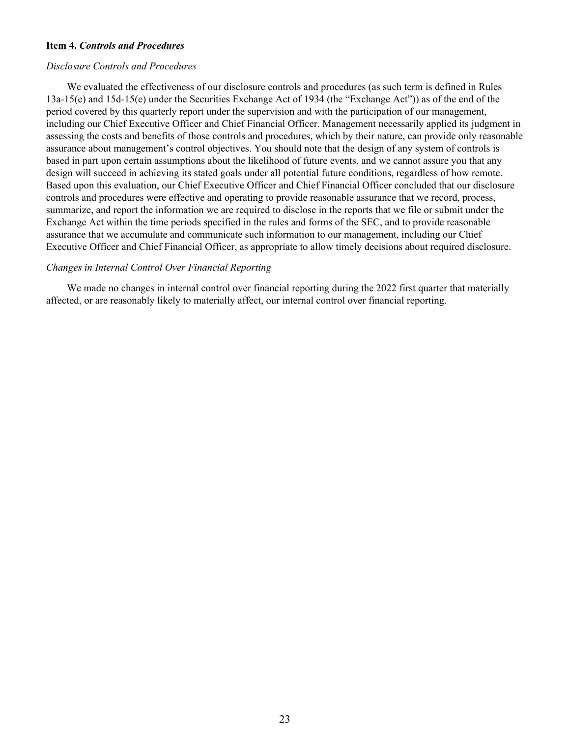**Item 4.** ***Controls and Procedures***

*Disclosure Controls and Procedures*

We evaluated the effectiveness of our disclosure controls and procedures (as such term is defined in Rules 13a-15(e) and 15d-15(e) under the Securities Exchange Act of 1934 (the "Exchange Act")) as of the end of the period covered by this quarterly report under the supervision and with the participation of our management, including our Chief Executive Officer and Chief Financial Officer. Management necessarily applied its judgment in assessing the costs and benefits of those controls and procedures, which by their nature, can provide only reasonable assurance about management's control objectives. You should note that the design of any system of controls is based in part upon certain assumptions about the likelihood of future events, and we cannot assure you that any design will succeed in achieving its stated goals under all potential future conditions, regardless of how remote. Based upon this evaluation, our Chief Executive Officer and Chief Financial Officer concluded that our disclosure controls and procedures were effective and operating to provide reasonable assurance that we record, process, summarize, and report the information we are required to disclose in the reports that we file or submit under the Exchange Act within the time periods specified in the rules and forms of the SEC, and to provide reasonable assurance that we accumulate and communicate such information to our management, including our Chief Executive Officer and Chief Financial Officer, as appropriate to allow timely decisions about required disclosure.

*Changes in Internal Control Over Financial Reporting*

We made no changes in internal control over financial reporting during the 2022 first quarter that materially affected, or are reasonably likely to materially affect, our internal control over financial reporting.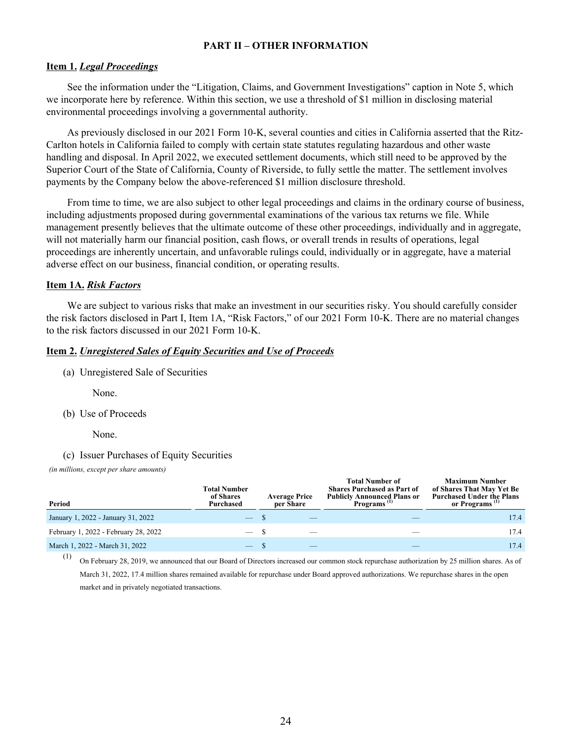## PART II – OTHER INFORMATION

### Item 1. *Legal Proceedings*

See the information under the "Litigation, Claims, and Government Investigations" caption in Note 5, which we incorporate here by reference. Within this section, we use a threshold of $1 million in disclosing material environmental proceedings involving a governmental authority.

As previously disclosed in our 2021 Form 10-K, several counties and cities in California asserted that the Ritz-Carlton hotels in California failed to comply with certain state statutes regulating hazardous and other waste handling and disposal. In April 2022, we executed settlement documents, which still need to be approved by the Superior Court of the State of California, County of Riverside, to fully settle the matter. The settlement involves payments by the Company below the above-referenced $1 million disclosure threshold.

From time to time, we are also subject to other legal proceedings and claims in the ordinary course of business, including adjustments proposed during governmental examinations of the various tax returns we file. While management presently believes that the ultimate outcome of these other proceedings, individually and in aggregate, will not materially harm our financial position, cash flows, or overall trends in results of operations, legal proceedings are inherently uncertain, and unfavorable rulings could, individually or in aggregate, have a material adverse effect on our business, financial condition, or operating results.

### Item 1A. *Risk Factors*

We are subject to various risks that make an investment in our securities risky. You should carefully consider the risk factors disclosed in Part I, Item 1A, "Risk Factors," of our 2021 Form 10-K. There are no material changes to the risk factors discussed in our 2021 Form 10-K.

### Item 2. *Unregistered Sales of Equity Securities and Use of Proceeds*

(a) Unregistered Sale of Securities

None.

(b) Use of Proceeds

None.

(c) Issuer Purchases of Equity Securities

*(in millions, except per share amounts)*

| Period | Total Number of Shares Purchased | Average Price per Share | Total Number of Shares Purchased as Part of Publicly Announced Plans or Programs [1] | Maximum Number of Shares That May Yet Be Purchased Under the Plans or Programs [1] |
|---|---|---|---|---|
| January 1, 2022 - January 31, 2022 | — | $ — | — | 17.4 |
| February 1, 2022 - February 28, 2022 | — | $ — | — | 17.4 |
| March 1, 2022 - March 31, 2022 | — | $ — | — | 17.4 |

(1) On February 28, 2019, we announced that our Board of Directors increased our common stock repurchase authorization by 25 million shares. As of March 31, 2022, 17.4 million shares remained available for repurchase under Board approved authorizations. We repurchase shares in the open market and in privately negotiated transactions.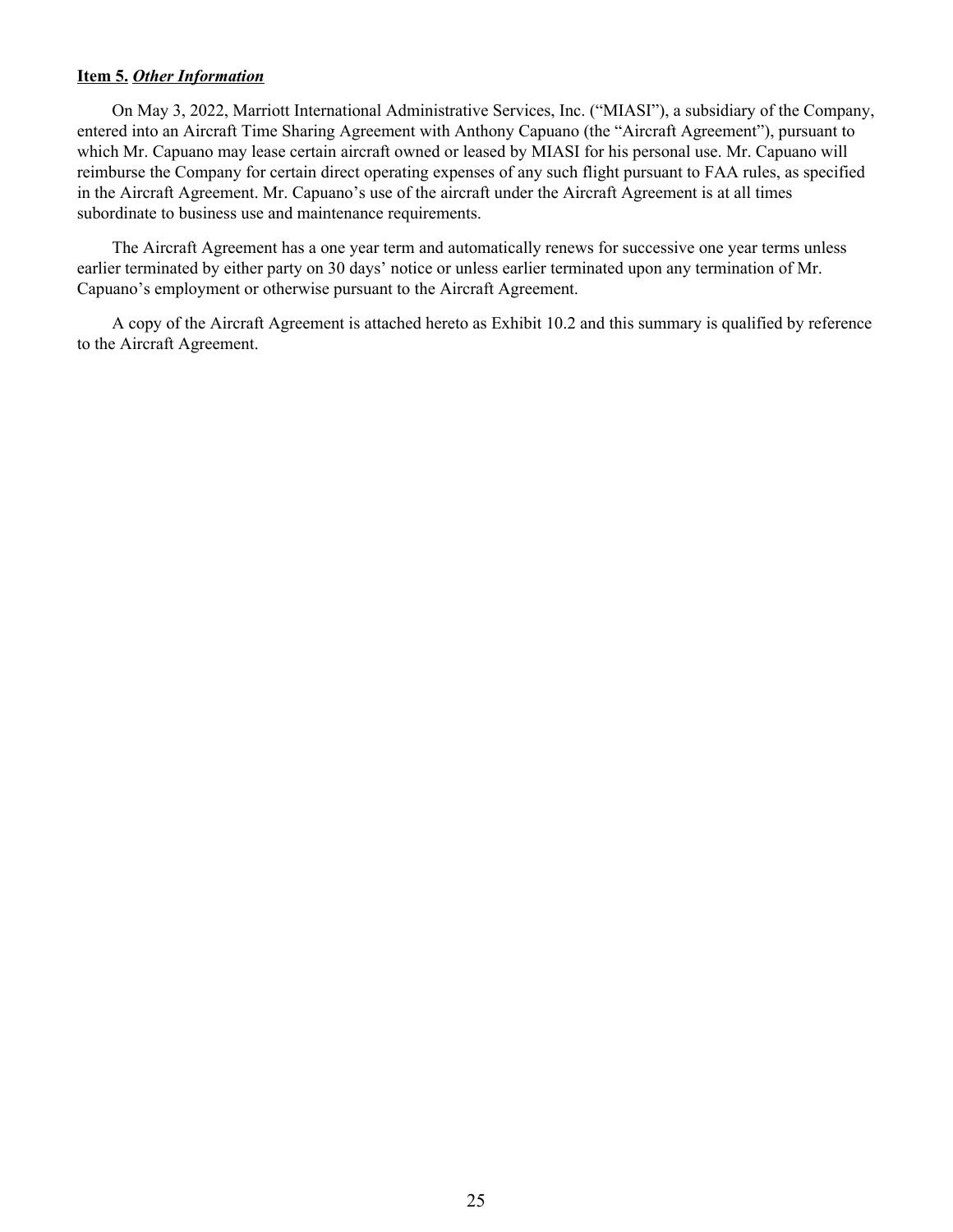**Item 5.** ***Other Information***

On May 3, 2022, Marriott International Administrative Services, Inc. ("MIASI"), a subsidiary of the Company, entered into an Aircraft Time Sharing Agreement with Anthony Capuano (the "Aircraft Agreement"), pursuant to which Mr. Capuano may lease certain aircraft owned or leased by MIASI for his personal use. Mr. Capuano will reimburse the Company for certain direct operating expenses of any such flight pursuant to FAA rules, as specified in the Aircraft Agreement. Mr. Capuano's use of the aircraft under the Aircraft Agreement is at all times subordinate to business use and maintenance requirements.

The Aircraft Agreement has a one year term and automatically renews for successive one year terms unless earlier terminated by either party on 30 days' notice or unless earlier terminated upon any termination of Mr. Capuano's employment or otherwise pursuant to the Aircraft Agreement.

A copy of the Aircraft Agreement is attached hereto as Exhibit 10.2 and this summary is qualified by reference to the Aircraft Agreement.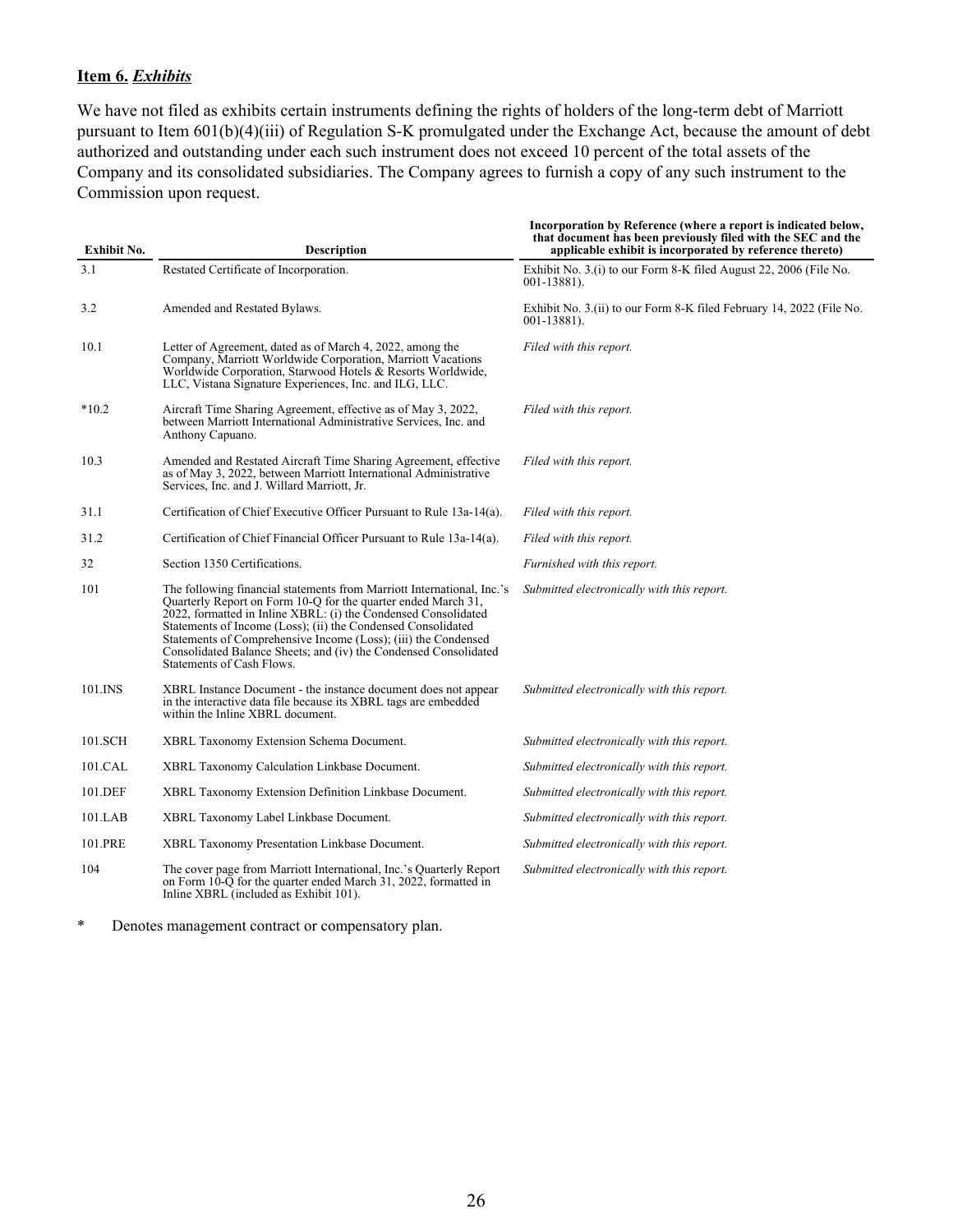## **Item 6.** ***Exhibits***

We have not filed as exhibits certain instruments defining the rights of holders of the long-term debt of Marriott pursuant to Item 601(b)(4)(iii) of Regulation S-K promulgated under the Exchange Act, because the amount of debt authorized and outstanding under each such instrument does not exceed 10 percent of the total assets of the Company and its consolidated subsidiaries. The Company agrees to furnish a copy of any such instrument to the Commission upon request.

| Exhibit No. | Description | Incorporation by Reference (where a report is indicated below, that document has been previously filed with the SEC and the applicable exhibit is incorporated by reference thereto) |
|---|---|---|
| 3.1 | Restated Certificate of Incorporation. | Exhibit No. 3.(i) to our Form 8-K filed August 22, 2006 (File No. 001-13881). |
| 3.2 | Amended and Restated Bylaws. | Exhibit No. 3.(ii) to our Form 8-K filed February 14, 2022 (File No. 001-13881). |
| 10.1 | Letter of Agreement, dated as of March 4, 2022, among the Company, Marriott Worldwide Corporation, Marriott Vacations Worldwide Corporation, Starwood Hotels & Resorts Worldwide, LLC, Vistana Signature Experiences, Inc. and ILG, LLC. | *Filed with this report.* |
| *10.2 | Aircraft Time Sharing Agreement, effective as of May 3, 2022, between Marriott International Administrative Services, Inc. and Anthony Capuano. | *Filed with this report.* |
| 10.3 | Amended and Restated Aircraft Time Sharing Agreement, effective as of May 3, 2022, between Marriott International Administrative Services, Inc. and J. Willard Marriott, Jr. | *Filed with this report.* |
| 31.1 | Certification of Chief Executive Officer Pursuant to Rule 13a-14(a). | *Filed with this report.* |
| 31.2 | Certification of Chief Financial Officer Pursuant to Rule 13a-14(a). | *Filed with this report.* |
| 32 | Section 1350 Certifications. | *Furnished with this report.* |
| 101 | The following financial statements from Marriott International, Inc.'s Quarterly Report on Form 10-Q for the quarter ended March 31, 2022, formatted in Inline XBRL: (i) the Condensed Consolidated Statements of Income (Loss); (ii) the Condensed Consolidated Statements of Comprehensive Income (Loss); (iii) the Condensed Consolidated Balance Sheets; and (iv) the Condensed Consolidated Statements of Cash Flows. | *Submitted electronically with this report.* |
| 101.INS | XBRL Instance Document - the instance document does not appear in the interactive data file because its XBRL tags are embedded within the Inline XBRL document. | *Submitted electronically with this report.* |
| 101.SCH | XBRL Taxonomy Extension Schema Document. | *Submitted electronically with this report.* |
| 101.CAL | XBRL Taxonomy Calculation Linkbase Document. | *Submitted electronically with this report.* |
| 101.DEF | XBRL Taxonomy Extension Definition Linkbase Document. | *Submitted electronically with this report.* |
| 101.LAB | XBRL Taxonomy Label Linkbase Document. | *Submitted electronically with this report.* |
| 101.PRE | XBRL Taxonomy Presentation Linkbase Document. | *Submitted electronically with this report.* |
| 104 | The cover page from Marriott International, Inc.'s Quarterly Report on Form 10-Q for the quarter ended March 31, 2022, formatted in Inline XBRL (included as Exhibit 101). | *Submitted electronically with this report.* |

\* Denotes management contract or compensatory plan.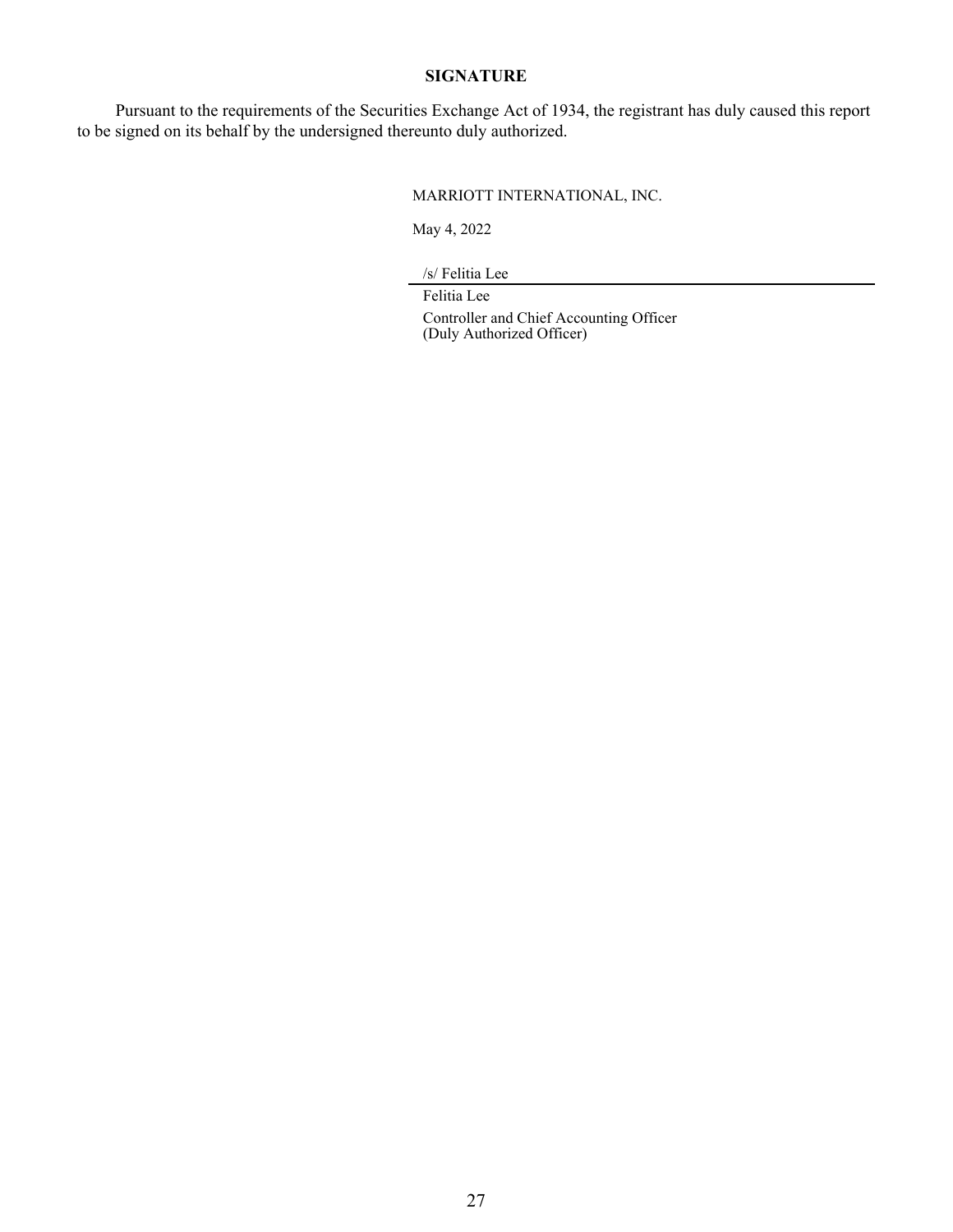## SIGNATURE

Pursuant to the requirements of the Securities Exchange Act of 1934, the registrant has duly caused this report to be signed on its behalf by the undersigned thereunto duly authorized.

MARRIOTT INTERNATIONAL, INC.

May 4, 2022

/s/ Felitia Lee

Felitia Lee

Controller and Chief Accounting Officer
(Duly Authorized Officer)